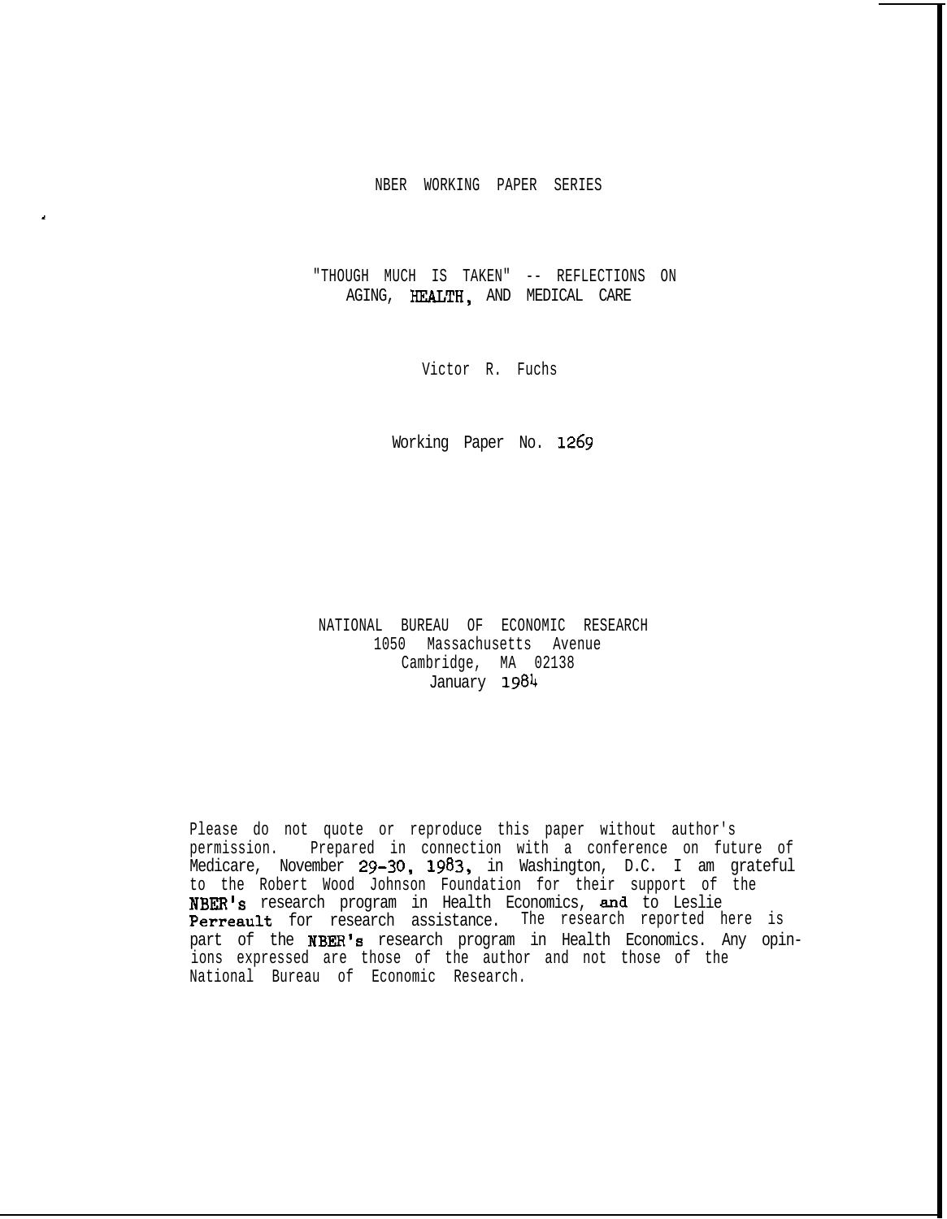NBER WORKING PAPER SERIES

# "THOUGH MUCH IS TAKEN" -- REFLECTIONS ON AGING, HEALTH, AND MEDICAL CARE

Victor R. Fuchs

Working Paper No. 1269

NATIONAL BUREAU OF ECONOMIC RESEARCH
1050 Massachusetts Avenue
Cambridge, MA 02138
January 1984

Please do not quote or reproduce this paper without author's permission. Prepared in connection with a conference on future of Medicare, November 29-30, 1983, in Washington, D.C. I am grateful to the Robert Wood Johnson Foundation for their support of the NBER's research program in Health Economics, and to Leslie Perreault for research assistance. The research reported here is part of the NBER's research program in Health Economics. Any opinions expressed are those of the author and not those of the National Bureau of Economic Research.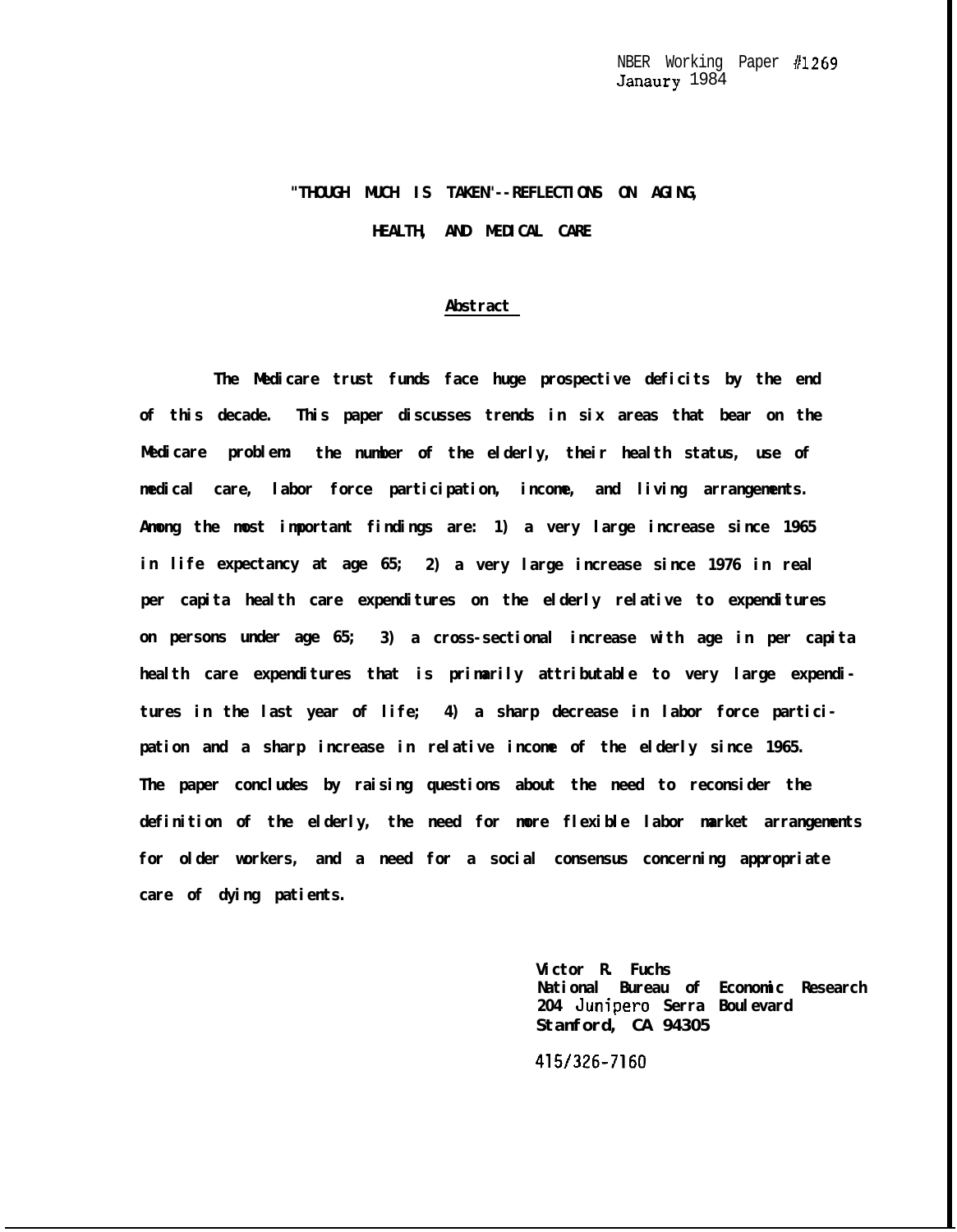NBER Working Paper #1269
Janaury 1984

# "THOUGH MUCH IS TAKEN"--REFLECTIONS ON AGING, HEALTH, AND MEDICAL CARE

## Abstract

The Medicare trust funds face huge prospective deficits by the end of this decade. This paper discusses trends in six areas that bear on the Medicare problem: the number of the elderly, their health status, use of medical care, labor force participation, income, and living arrangements. Among the most important findings are: 1) a very large increase since 1965 in life expectancy at age 65; 2) a very large increase since 1976 in real per capita health care expenditures on the elderly relative to expenditures on persons under age 65; 3) a cross-sectional increase with age in per capita health care expenditures that is primarily attributable to very large expenditures in the last year of life; 4) a sharp decrease in labor force participation and a sharp increase in relative income of the elderly since 1965. The paper concludes by raising questions about the need to reconsider the definition of the elderly, the need for more flexible labor market arrangements for older workers, and a need for a social consensus concerning appropriate care of dying patients.

Victor R. Fuchs
National Bureau of Economic Research
204 Junipero Serra Boulevard
Stanford, CA 94305

415/326-7160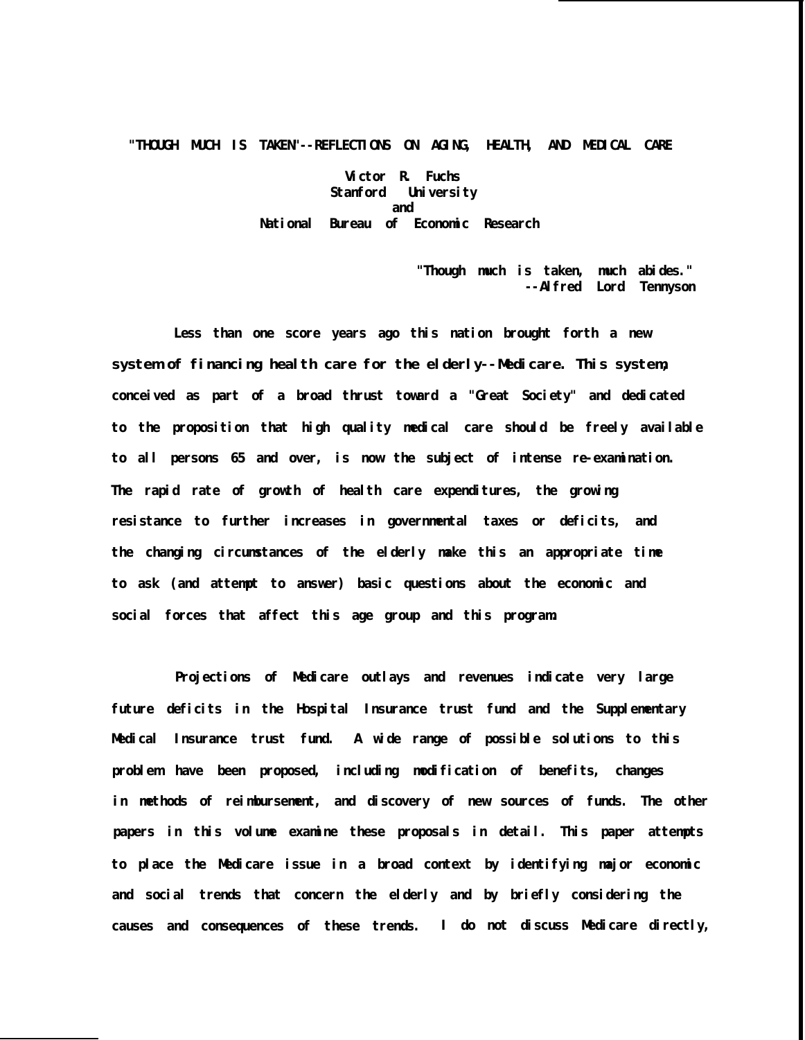# "THOUGH MUCH IS TAKEN"--REFLECTIONS ON AGING, HEALTH, AND MEDICAL CARE

Victor R. Fuchs
Stanford University
and
National Bureau of Economic Research

> "Though much is taken, much abides."
> --Alfred Lord Tennyson

Less than one score years ago this nation brought forth a new system of financing health care for the elderly--Medicare. This system, conceived as part of a broad thrust toward a "Great Society" and dedicated to the proposition that high quality medical care should be freely available to all persons 65 and over, is now the subject of intense re-examination. The rapid rate of growth of health care expenditures, the growing resistance to further increases in governmental taxes or deficits, and the changing circumstances of the elderly make this an appropriate time to ask (and attempt to answer) basic questions about the economic and social forces that affect this age group and this program.

Projections of Medicare outlays and revenues indicate very large future deficits in the Hospital Insurance trust fund and the Supplementary Medical Insurance trust fund. A wide range of possible solutions to this problem have been proposed, including modification of benefits, changes in methods of reimbursement, and discovery of new sources of funds. The other papers in this volume examine these proposals in detail. This paper attempts to place the Medicare issue in a broad context by identifying major economic and social trends that concern the elderly and by briefly considering the causes and consequences of these trends. I do not discuss Medicare directly,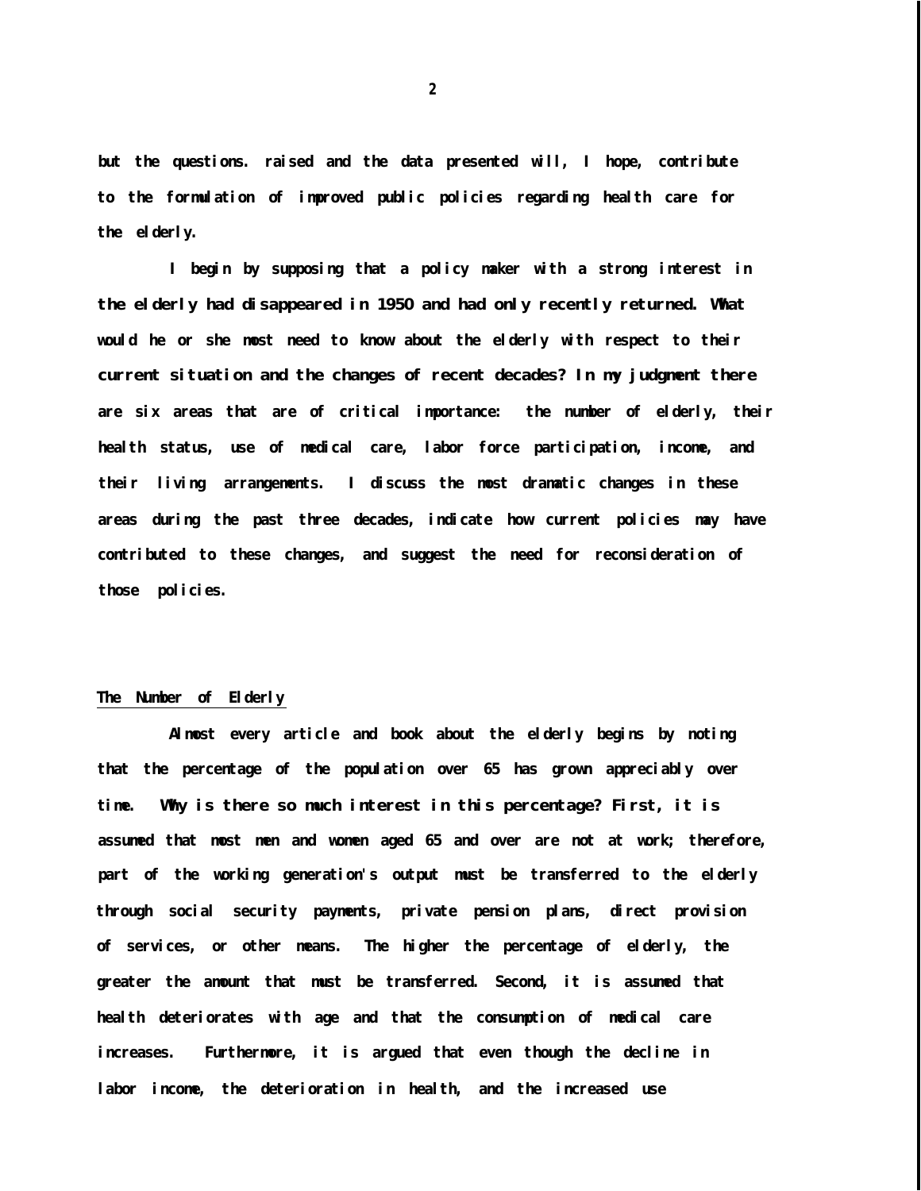but the questions. raised and the data presented will, I hope, contribute to the formulation of improved public policies regarding health care for the elderly.

I begin by supposing that a policy maker with a strong interest in the elderly had disappeared in 1950 and had only recently returned. What would he or she most need to know about the elderly with respect to their current situation and the changes of recent decades? In my judgment there are six areas that are of critical importance: the number of elderly, their health status, use of medical care, labor force participation, income, and their living arrangements. I discuss the most dramatic changes in these areas during the past three decades, indicate how current policies may have contributed to these changes, and suggest the need for reconsideration of those policies.

## The Number of Elderly

Almost every article and book about the elderly begins by noting that the percentage of the population over 65 has grown appreciably over time. Why is there so much interest in this percentage? First, it is assumed that most men and women aged 65 and over are not at work; therefore, part of the working generation's output must be transferred to the elderly through social security payments, private pension plans, direct provision of services, or other means. The higher the percentage of elderly, the greater the amount that must be transferred. Second, it is assumed that health deteriorates with age and that the consumption of medical care increases. Furthermore, it is argued that even though the decline in labor income, the deterioration in health, and the increased use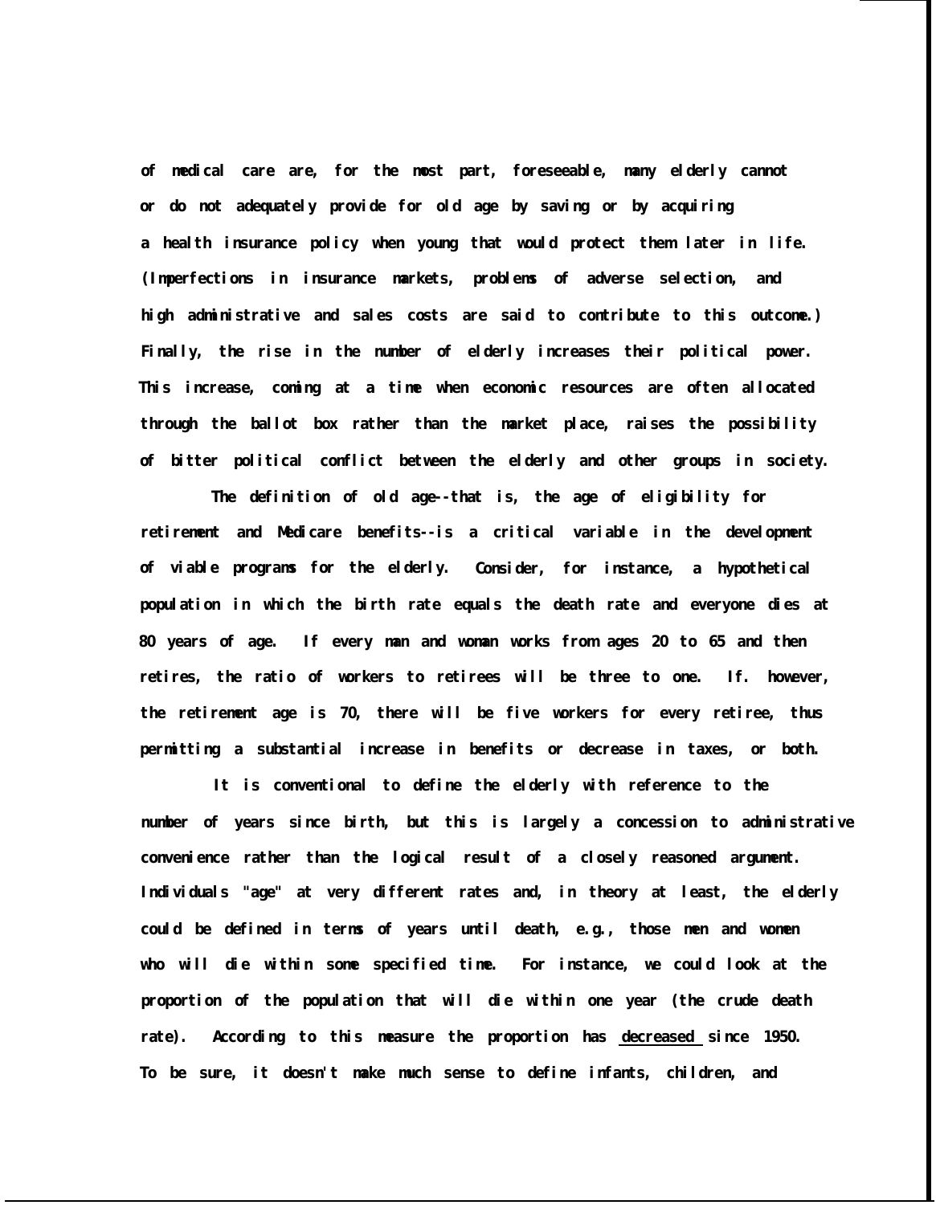of medical care are, for the most part, foreseeable, many elderly cannot or do not adequately provide for old age by saving or by acquiring a health insurance policy when young that would protect them later in life. (Imperfections in insurance markets, problems of adverse selection, and high administrative and sales costs are said to contribute to this outcome.) Finally, the rise in the number of elderly increases their political power. This increase, coming at a time when economic resources are often allocated through the ballot box rather than the market place, raises the possibility of bitter political conflict between the elderly and other groups in society.

The definition of old age--that is, the age of eligibility for retirement and Medicare benefits--is a critical variable in the development of viable programs for the elderly. Consider, for instance, a hypothetical population in which the birth rate equals the death rate and everyone dies at 80 years of age. If every man and woman works from ages 20 to 65 and then retires, the ratio of workers to retirees will be three to one. If. however, the retirement age is 70, there will be five workers for every retiree, thus permitting a substantial increase in benefits or decrease in taxes, or both.

It is conventional to define the elderly with reference to the number of years since birth, but this is largely a concession to administrative convenience rather than the logical result of a closely reasoned argument. Individuals "age" at very different rates and, in theory at least, the elderly could be defined in terms of years until death, e.g., those men and women who will die within some specified time. For instance, we could look at the proportion of the population that will die within one year (the crude death rate). According to this measure the proportion has decreased since 1950. To be sure, it doesn't make much sense to define infants, children, and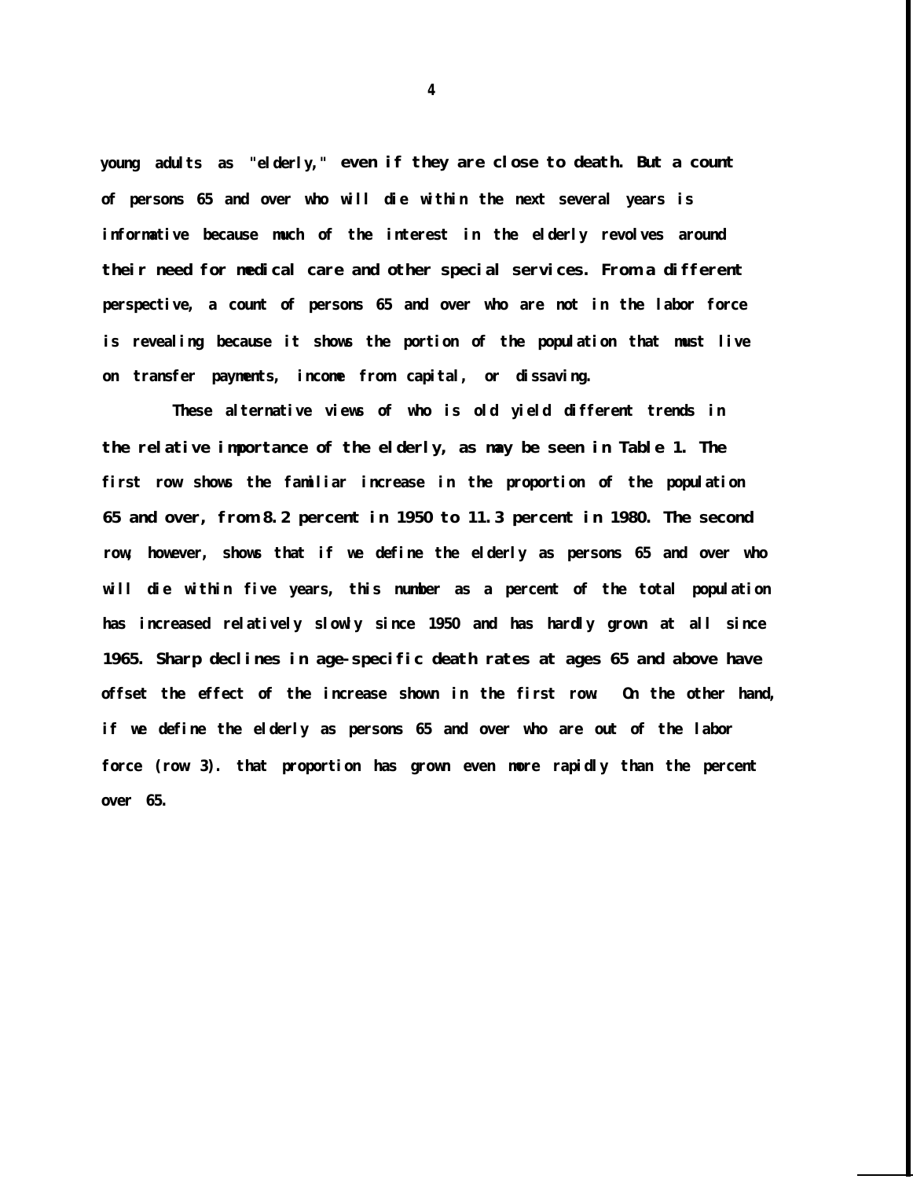young adults as "elderly," even if they are close to death. But a count of persons 65 and over who will die within the next several years is informative because much of the interest in the elderly revolves around their need for medical care and other special services. From a different perspective, a count of persons 65 and over who are not in the labor force is revealing because it shows the portion of the population that must live on transfer payments, income from capital, or dissaving.

These alternative views of who is old yield different trends in the relative importance of the elderly, as may be seen in Table 1. The first row shows the familiar increase in the proportion of the population 65 and over, from 8.2 percent in 1950 to 11.3 percent in 1980. The second row, however, shows that if we define the elderly as persons 65 and over who will die within five years, this number as a percent of the total population has increased relatively slowly since 1950 and has hardly grown at all since 1965. Sharp declines in age-specific death rates at ages 65 and above have offset the effect of the increase shown in the first row. On the other hand, if we define the elderly as persons 65 and over who are out of the labor force (row 3). that proportion has grown even more rapidly than the percent over 65.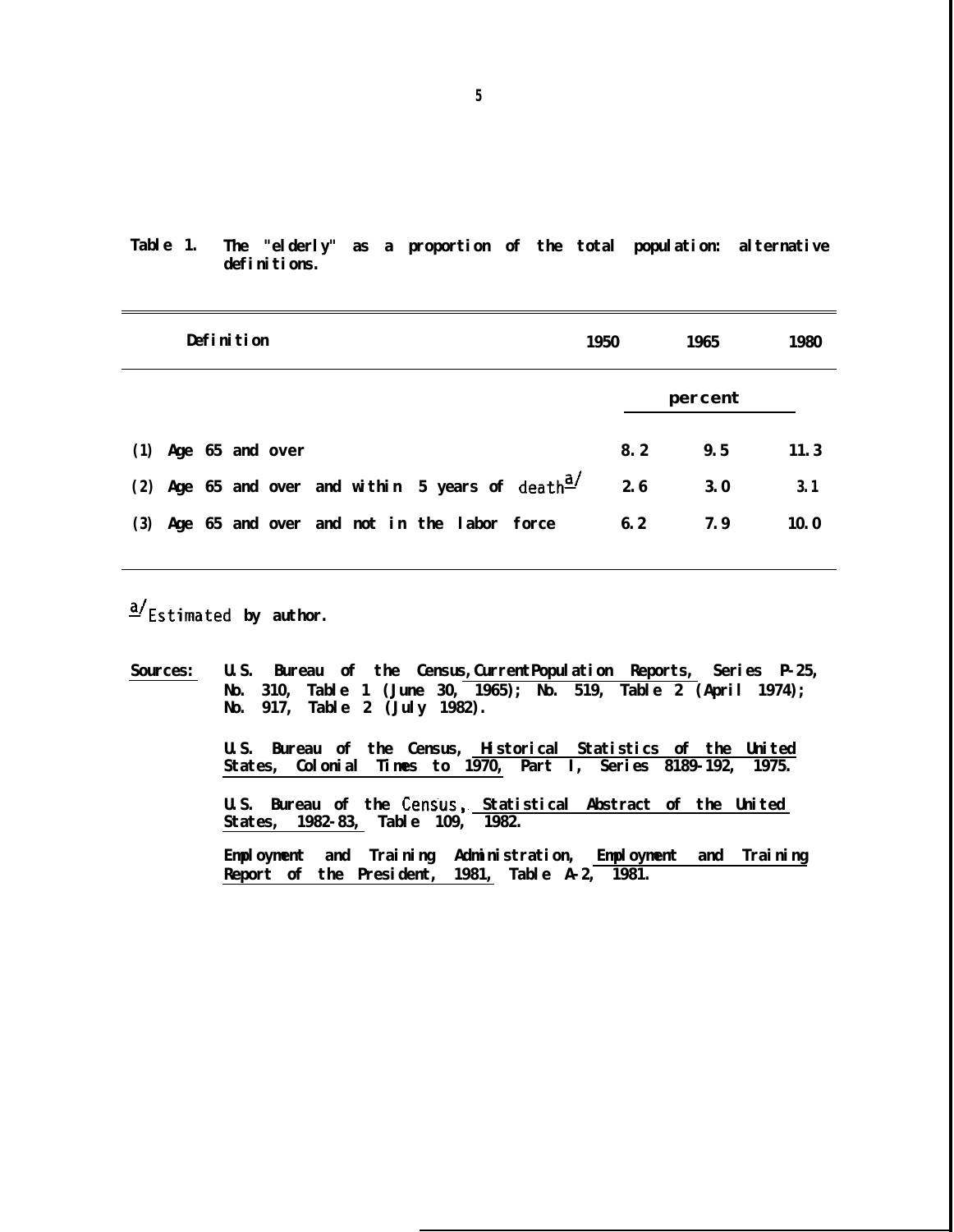Table 1. The "elderly" as a proportion of the total population: alternative definitions.

| Definition | 1950 | 1965 | 1980 |
|---|---|---|---|
| | | percent | |
| (1) Age 65 and over | 8.2 | 9.5 | 11.3 |
| (2) Age 65 and over and within 5 years of death[a] | 2.6 | 3.0 | 3.1 |
| (3) Age 65 and over and not in the labor force | 6.2 | 7.9 | 10.0 |

[a] Estimated by author.

Sources: U.S. Bureau of the Census, Current Population Reports, Series P-25, No. 310, Table 1 (June 30, 1965); No. 519, Table 2 (April 1974); No. 917, Table 2 (July 1982).

U.S. Bureau of the Census, Historical Statistics of the United States, Colonial Times to 1970, Part I, Series 8189-192, 1975.

U.S. Bureau of the Census, Statistical Abstract of the United States, 1982-83, Table 109, 1982.

Employment and Training Administration, Employment and Training Report of the President, 1981, Table A-2, 1981.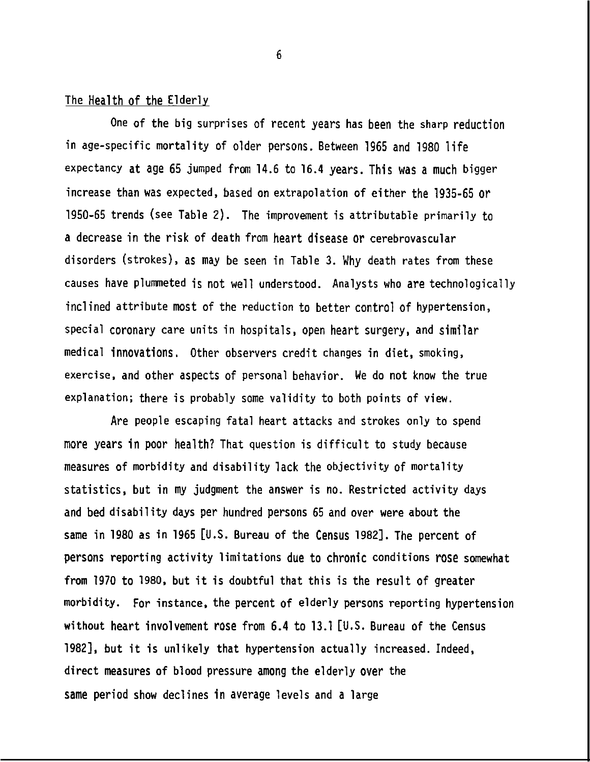## The Health of the Elderly

One of the big surprises of recent years has been the sharp reduction in age-specific mortality of older persons. Between 1965 and 1980 life expectancy at age 65 jumped from 14.6 to 16.4 years. This was a much bigger increase than was expected, based on extrapolation of either the 1935-65 or 1950-65 trends (see Table 2). The improvement is attributable primarily to a decrease in the risk of death from heart disease or cerebrovascular disorders (strokes), as may be seen in Table 3. Why death rates from these causes have plummeted is not well understood. Analysts who are technologically inclined attribute most of the reduction to better control of hypertension, special coronary care units in hospitals, open heart surgery, and similar medical innovations. Other observers credit changes in diet, smoking, exercise, and other aspects of personal behavior. We do not know the true explanation; there is probably some validity to both points of view.

Are people escaping fatal heart attacks and strokes only to spend more years in poor health? That question is difficult to study because measures of morbidity and disability lack the objectivity of mortality statistics, but in my judgment the answer is no. Restricted activity days and bed disability days per hundred persons 65 and over were about the same in 1980 as in 1965 [U.S. Bureau of the Census 1982]. The percent of persons reporting activity limitations due to chronic conditions rose somewhat from 1970 to 1980, but it is doubtful that this is the result of greater morbidity. For instance, the percent of elderly persons reporting hypertension without heart involvement rose from 6.4 to 13.1 [U.S. Bureau of the Census 1982], but it is unlikely that hypertension actually increased. Indeed, direct measures of blood pressure among the elderly over the same period show declines in average levels and a large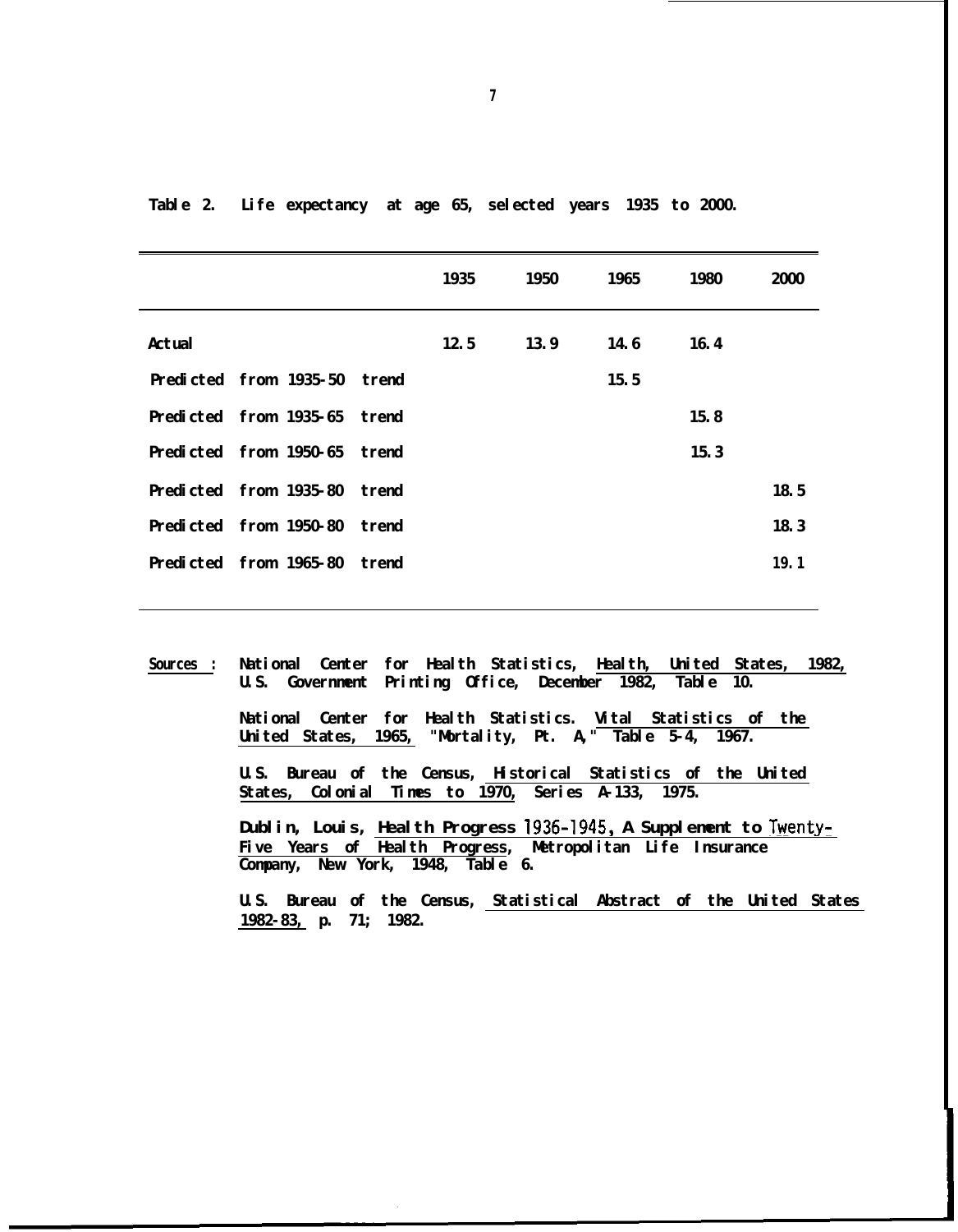Table 2. Life expectancy at age 65, selected years 1935 to 2000.

| | 1935 | 1950 | 1965 | 1980 | 2000 |
|---|---|---|---|---|---|
| Actual | 12.5 | 13.9 | 14.6 | 16.4 | |
| Predicted from 1935-50 trend | | | 15.5 | | |
| Predicted from 1935-65 trend | | | | 15.8 | |
| Predicted from 1950-65 trend | | | | 15.3 | |
| Predicted from 1935-80 trend | | | | | 18.5 |
| Predicted from 1950-80 trend | | | | | 18.3 |
| Predicted from 1965-80 trend | | | | | 19.1 |

Sources: National Center for Health Statistics, Health, United States, 1982, U.S. Government Printing Office, December 1982, Table 10.

National Center for Health Statistics. Vital Statistics of the United States, 1965, "Mortality, Pt. A," Table 5-4, 1967.

U.S. Bureau of the Census, Historical Statistics of the United States, Colonial Times to 1970, Series A-133, 1975.

Dublin, Louis, Health Progress 1936-1945, A Supplement to Twenty-Five Years of Health Progress, Metropolitan Life Insurance Company, New York, 1948, Table 6.

U.S. Bureau of the Census, Statistical Abstract of the United States 1982-83, p. 71; 1982.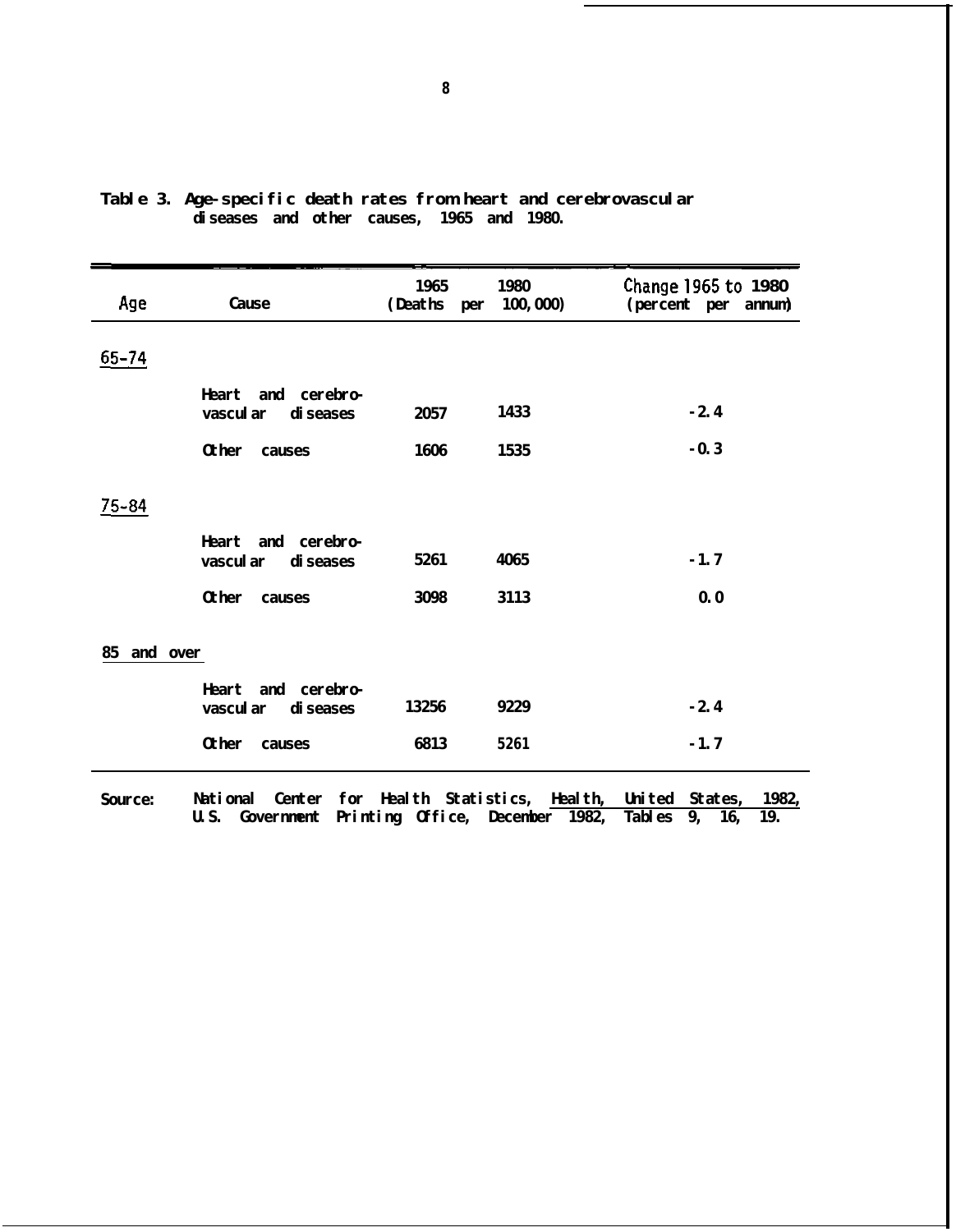**Table 3. Age-specific death rates from heart and cerebrovascular diseases and other causes, 1965 and 1980.**

| Age | Cause | 1965 (Deaths per 100,000) | 1980 (Deaths per 100,000) | Change 1965 to 1980 (percent per annum) |
|---|---|---|---|---|
| 65-74 | | | | |
| | Heart and cerebro-vascular diseases | 2057 | 1433 | -2.4 |
| | Other causes | 1606 | 1535 | -0.3 |
| 75-84 | | | | |
| | Heart and cerebro-vascular diseases | 5261 | 4065 | -1.7 |
| | Other causes | 3098 | 3113 | 0.0 |
| 85 and over | | | | |
| | Heart and cerebro-vascular diseases | 13256 | 9229 | -2.4 |
| | Other causes | 6813 | 5261 | -1.7 |

Source: National Center for Health Statistics, Health, United States, 1982, U.S. Government Printing Office, December 1982, Tables 9, 16, 19.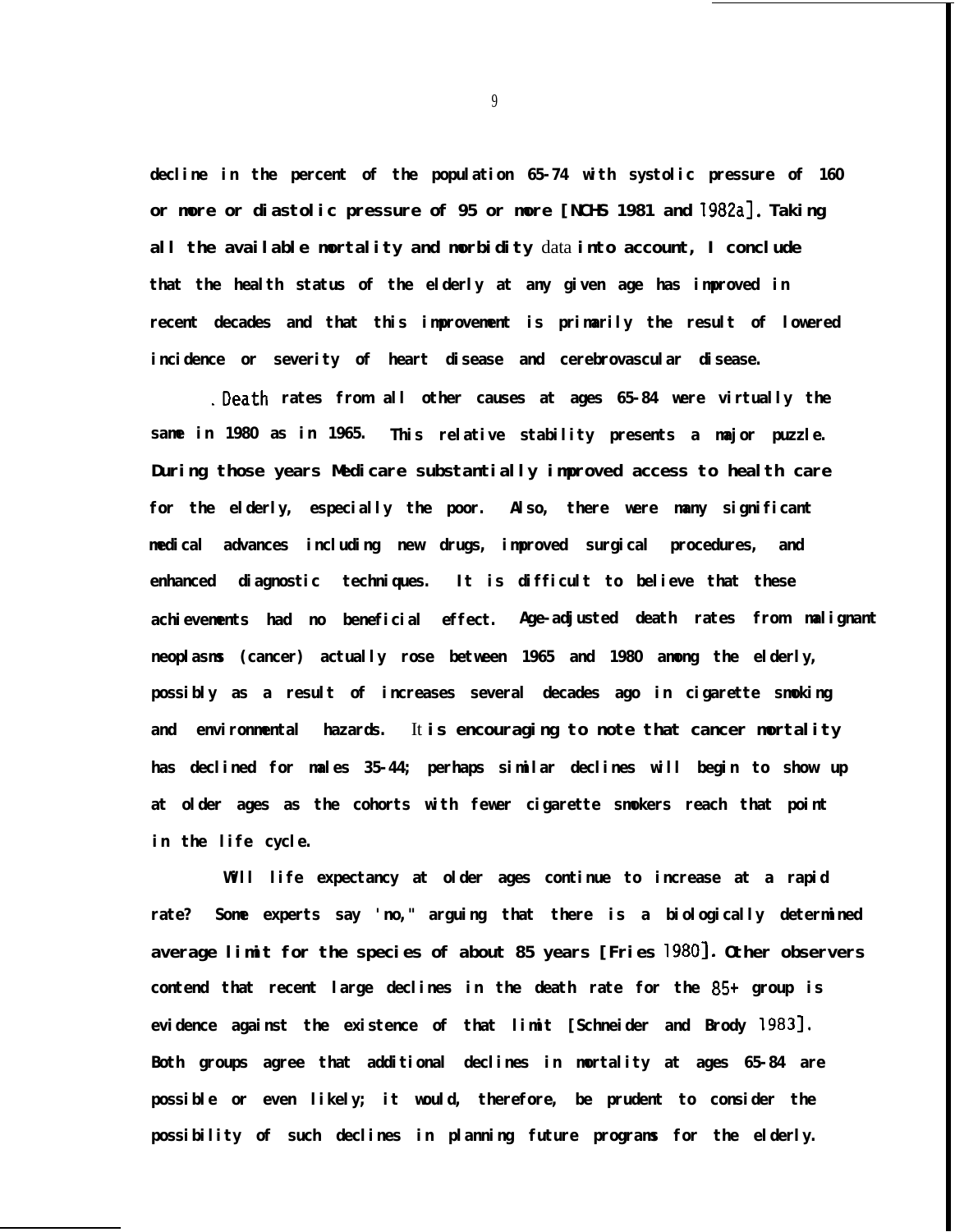decline in the percent of the population 65-74 with systolic pressure of 160 or more or diastolic pressure of 95 or more [NCHS 1981 and 1982a]. Taking all the available mortality and morbidity data into account, I conclude that the health status of the elderly at any given age has improved in recent decades and that this improvement is primarily the result of lowered incidence or severity of heart disease and cerebrovascular disease.

Death rates from all other causes at ages 65-84 were virtually the same in 1980 as in 1965. This relative stability presents a major puzzle. During those years Medicare substantially improved access to health care for the elderly, especially the poor. Also, there were many significant medical advances including new drugs, improved surgical procedures, and enhanced diagnostic techniques. It is difficult to believe that these achievements had no beneficial effect. Age-adjusted death rates from malignant neoplasms (cancer) actually rose between 1965 and 1980 among the elderly, possibly as a result of increases several decades ago in cigarette smoking and environmental hazards. It is encouraging to note that cancer mortality has declined for males 35-44; perhaps similar declines will begin to show up at older ages as the cohorts with fewer cigarette smokers reach that point in the life cycle.

Will life expectancy at older ages continue to increase at a rapid rate? Some experts say 'no," arguing that there is a biologically determined average limit for the species of about 85 years [Fries 1980]. Other observers contend that recent large declines in the death rate for the 85+ group is evidence against the existence of that limit [Schneider and Brody 1983]. Both groups agree that additional declines in mortality at ages 65-84 are possible or even likely; it would, therefore, be prudent to consider the possibility of such declines in planning future programs for the elderly.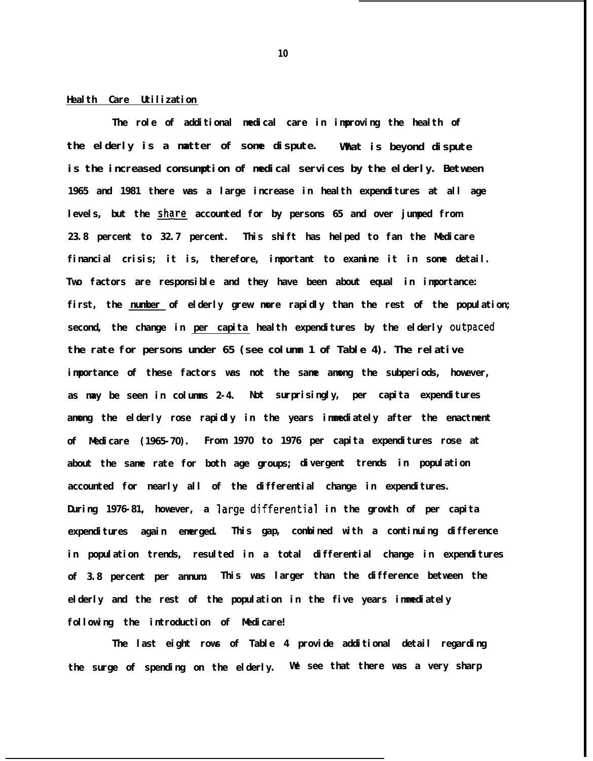## Health Care Utilization

The role of additional medical care in improving the health of the elderly is a matter of some dispute. What is beyond dispute is the increased consumption of medical services by the elderly. Between 1965 and 1981 there was a large increase in health expenditures at all age levels, but the _share_ accounted for by persons 65 and over jumped from 23.8 percent to 32.7 percent. This shift has helped to fan the Medicare financial crisis; it is, therefore, important to examine it in some detail. Two factors are responsible and they have been about equal in importance: first, the _number_ of elderly grew more rapidly than the rest of the population; second, the change in _per capita_ health expenditures by the elderly outpaced the rate for persons under 65 (see column 1 of Table 4). The relative importance of these factors was not the same among the subperiods, however, as may be seen in columns 2-4. Not surprisingly, per capita expenditures among the elderly rose rapidly in the years immediately after the enactment of Medicare (1965-70). From 1970 to 1976 per capita expenditures rose at about the same rate for both age groups; divergent trends in population accounted for nearly all of the differential change in expenditures. During 1976-81, however, a large differential in the growth of per capita expenditures again emerged. This gap, combined with a continuing difference in population trends, resulted in a total differential change in expenditures of 3.8 percent per annum. This was larger than the difference between the elderly and the rest of the population in the five years immediately following the introduction of Medicare!

The last eight rows of Table 4 provide additional detail regarding the surge of spending on the elderly. We see that there was a very sharp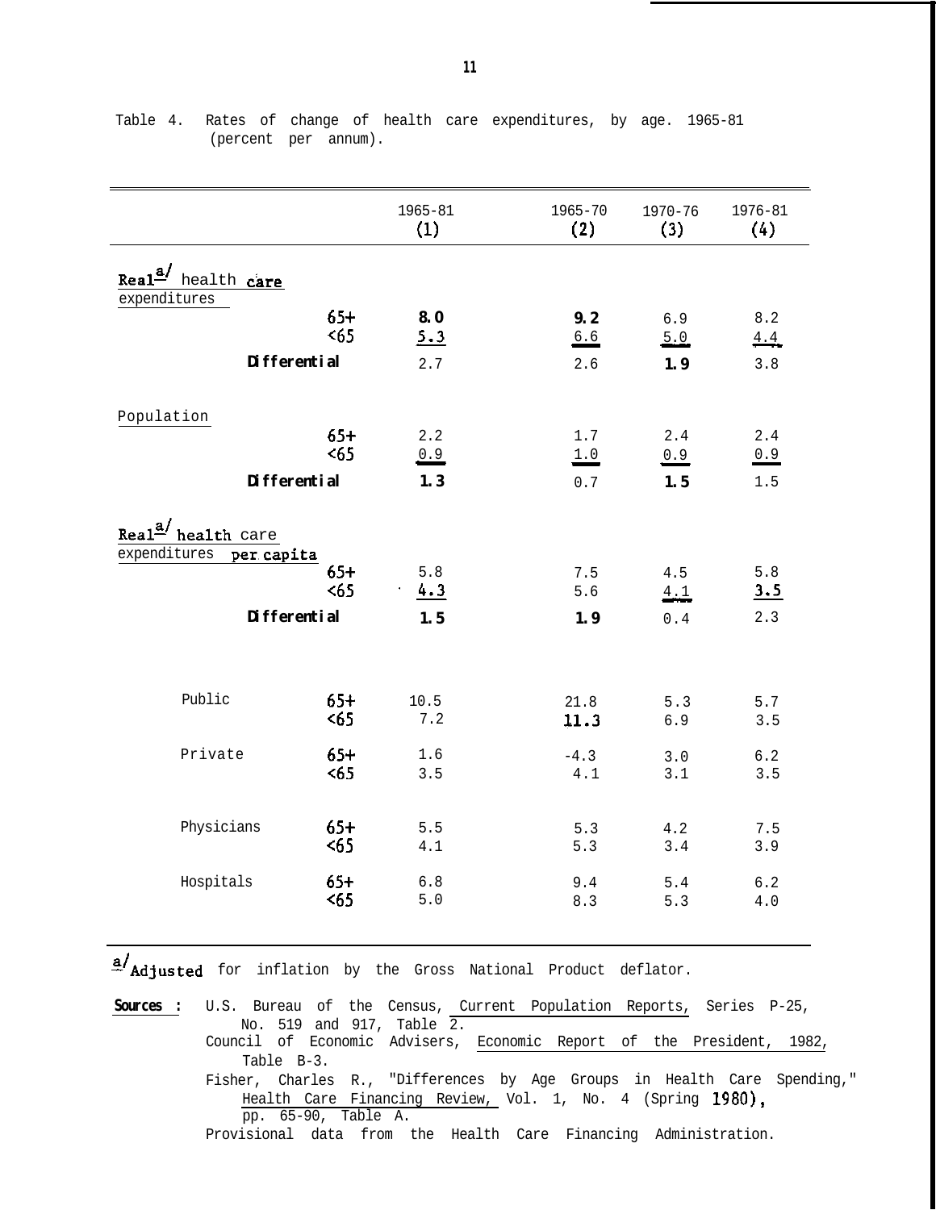Table 4. Rates of change of health care expenditures, by age. 1965-81 (percent per annum).

| | | 1965-81 (1) | 1965-70 (2) | 1970-76 (3) | 1976-81 (4) |
|---|---|---|---|---|---|
| **Real[a/] health care expenditures** | | | | | |
| | 65+ | 8.0 | 9.2 | 6.9 | 8.2 |
| | <65 | 5.3 | 6.6 | 5.0 | 4.4 |
| **Differential** | | 2.7 | 2.6 | 1.9 | 3.8 |
| Population | | | | | |
| | 65+ | 2.2 | 1.7 | 2.4 | 2.4 |
| | <65 | 0.9 | 1.0 | 0.9 | 0.9 |
| **Differential** | | 1.3 | 0.7 | 1.5 | 1.5 |
| **Real[a/] health care expenditures per capita** | | | | | |
| | 65+ | 5.8 | 7.5 | 4.5 | 5.8 |
| | <65 | 4.3 | 5.6 | 4.1 | 3.5 |
| **Differential** | | 1.5 | 1.9 | 0.4 | 2.3 |
| Public | 65+ | 10.5 | 21.8 | 5.3 | 5.7 |
| | <65 | 7.2 | 11.3 | 6.9 | 3.5 |
| Private | 65+ | 1.6 | -4.3 | 3.0 | 6.2 |
| | <65 | 3.5 | 4.1 | 3.1 | 3.5 |
| Physicians | 65+ | 5.5 | 5.3 | 4.2 | 7.5 |
| | <65 | 4.1 | 5.3 | 3.4 | 3.9 |
| Hospitals | 65+ | 6.8 | 9.4 | 5.4 | 6.2 |
| | <65 | 5.0 | 8.3 | 5.3 | 4.0 |

[a/] Adjusted for inflation by the Gross National Product deflator.

**Sources :** U.S. Bureau of the Census, Current Population Reports, Series P-25, No. 519 and 917, Table 2.
Council of Economic Advisers, Economic Report of the President, 1982, Table B-3.
Fisher, Charles R., "Differences by Age Groups in Health Care Spending," Health Care Financing Review, Vol. 1, No. 4 (Spring 1980), pp. 65-90, Table A.
Provisional data from the Health Care Financing Administration.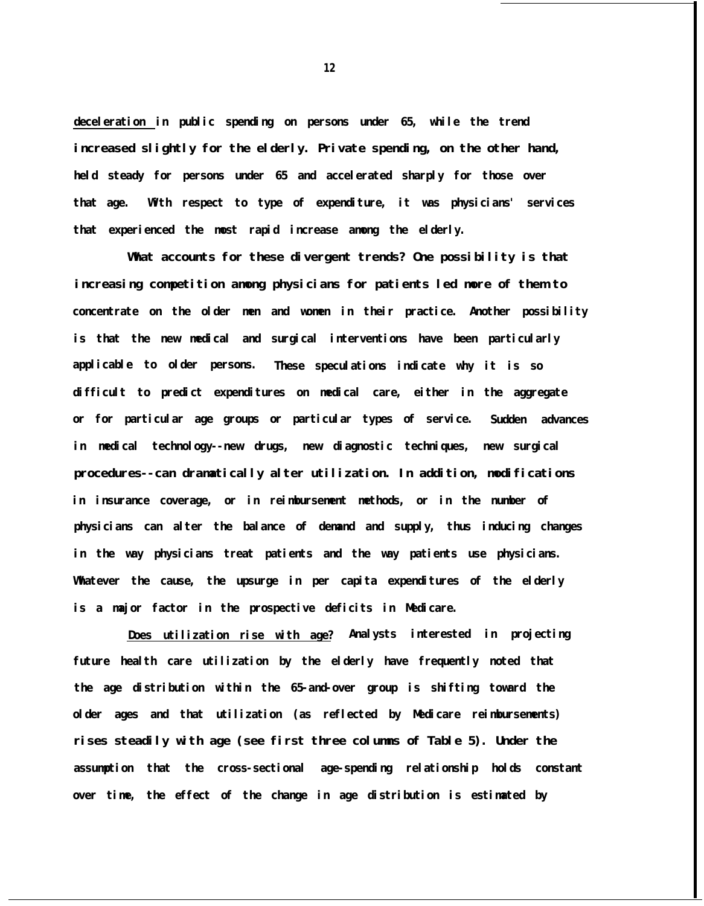<u>deceleration</u> in public spending on persons under 65, while the trend increased slightly for the elderly. Private spending, on the other hand, held steady for persons under 65 and accelerated sharply for those over that age. With respect to type of expenditure, it was physicians' services that experienced the most rapid increase among the elderly.

What accounts for these divergent trends? One possibility is that increasing competition among physicians for patients led more of them to concentrate on the older men and women in their practice. Another possibility is that the new medical and surgical interventions have been particularly applicable to older persons. These speculations indicate why it is so difficult to predict expenditures on medical care, either in the aggregate or for particular age groups or particular types of service. Sudden advances in medical technology--new drugs, new diagnostic techniques, new surgical procedures--can dramatically alter utilization. In addition, modifications in insurance coverage, or in reimbursement methods, or in the number of physicians can alter the balance of demand and supply, thus inducing changes in the way physicians treat patients and the way patients use physicians. Whatever the cause, the upsurge in per capita expenditures of the elderly is a major factor in the prospective deficits in Medicare.

<u>Does utilization rise with age?</u> Analysts interested in projecting future health care utilization by the elderly have frequently noted that the age distribution within the 65-and-over group is shifting toward the older ages and that utilization (as reflected by Medicare reimbursements) rises steadily with age (see first three columns of Table 5). Under the assumption that the cross-sectional age-spending relationship holds constant over time, the effect of the change in age distribution is estimated by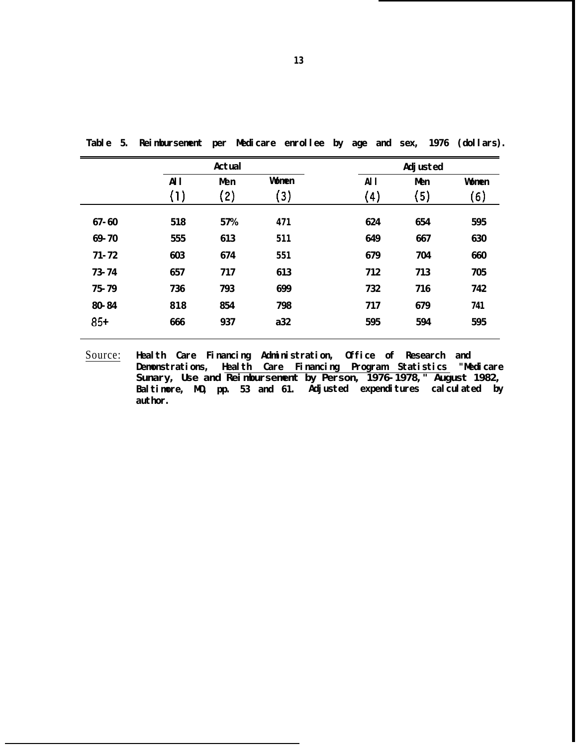Table 5. Reimbursement per Medicare enrollee by age and sex, 1976 (dollars).

| | Actual | | | Adjusted | | |
|---|---|---|---|---|---|---|
| | All | Men | Women | All | Men | Women |
| | (1) | (2) | (3) | (4) | (5) | (6) |
| 67-60 | 518 | 57% | 471 | 624 | 654 | 595 |
| 69-70 | 555 | 613 | 511 | 649 | 667 | 630 |
| 71-72 | 603 | 674 | 551 | 679 | 704 | 660 |
| 73-74 | 657 | 717 | 613 | 712 | 713 | 705 |
| 75-79 | 736 | 793 | 699 | 732 | 716 | 742 |
| 80-84 | 818 | 854 | 798 | 717 | 679 | 741 |
| 85+ | 666 | 937 | a32 | 595 | 594 | 595 |

Source: Health Care Financing Administration, Office of Research and Demonstrations, Health Care Financing Program Statistics "Medicare Sunary, Use and Reimbursement by Person, 1976-1978," August 1982, Baltimore, MD, pp. 53 and 61. Adjusted expenditures calculated by author.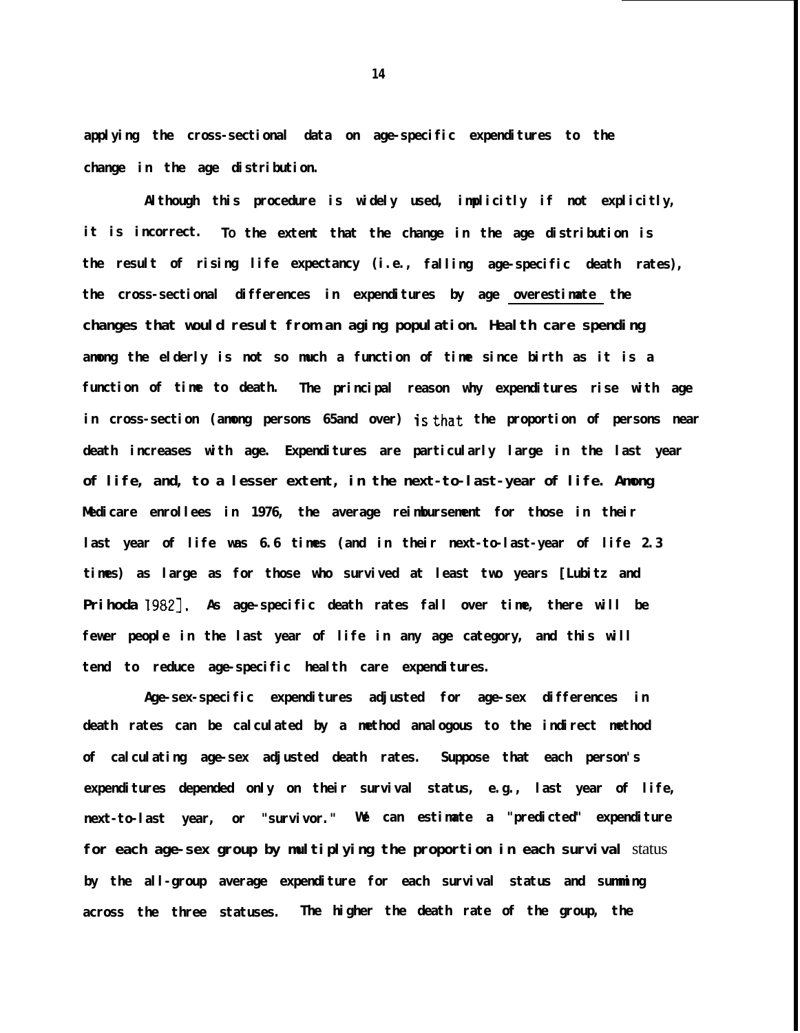applying the cross-sectional data on age-specific expenditures to the change in the age distribution.

Although this procedure is widely used, implicitly if not explicitly, it is incorrect. To the extent that the change in the age distribution is the result of rising life expectancy (i.e., falling age-specific death rates), the cross-sectional differences in expenditures by age overestimate the changes that would result from an aging population. Health care spending among the elderly is not so much a function of time since birth as it is a function of time to death. The principal reason why expenditures rise with age in cross-section (among persons 65and over) is that the proportion of persons near death increases with age. Expenditures are particularly large in the last year of life, and, to a lesser extent, in the next-to-last-year of life. Among Medicare enrollees in 1976, the average reimbursement for those in their last year of life was 6.6 times (and in their next-to-last-year of life 2.3 times) as large as for those who survived at least two years [Lubitz and Prihoda 1982]. As age-specific death rates fall over time, there will be fewer people in the last year of life in any age category, and this will tend to reduce age-specific health care expenditures.

Age-sex-specific expenditures adjusted for age-sex differences in death rates can be calculated by a method analogous to the indirect method of calculating age-sex adjusted death rates. Suppose that each person's expenditures depended only on their survival status, e.g., last year of life, next-to-last year, or "survivor." We can estimate a "predicted" expenditure for each age-sex group by multiplying the proportion in each survival status by the all-group average expenditure for each survival status and summing across the three statuses. The higher the death rate of the group, the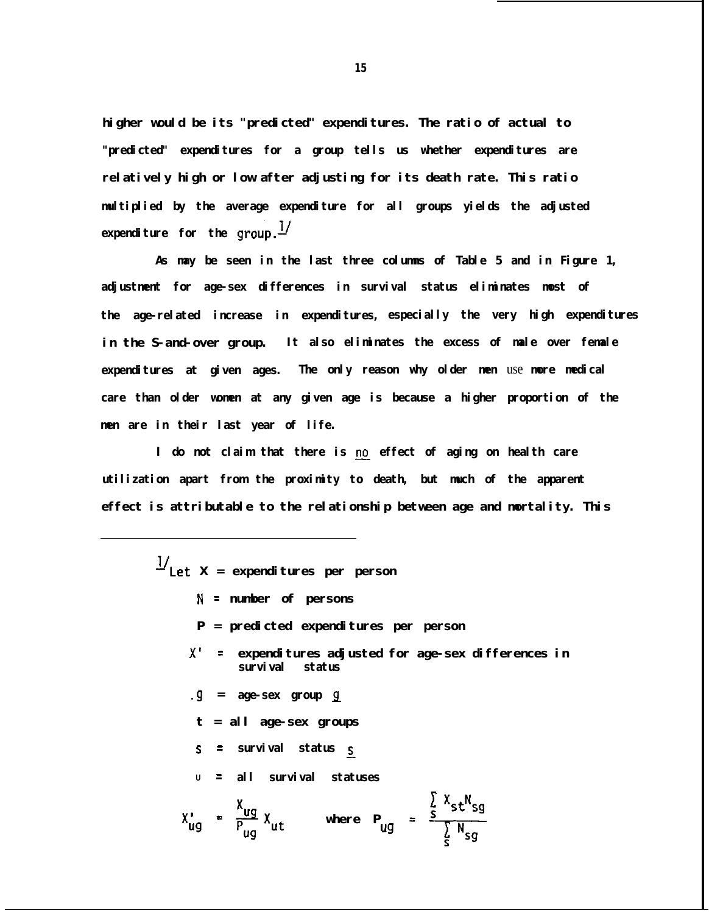higher would be its "predicted" expenditures. The ratio of actual to "predicted" expenditures for a group tells us whether expenditures are relatively high or low after adjusting for its death rate. This ratio multiplied by the average expenditure for all groups yields the adjusted expenditure for the group.[1/]

As may be seen in the last three columns of Table 5 and in Figure 1, adjustment for age-sex differences in survival status eliminates most of the age-related increase in expenditures, especially the very high expenditures in the S-and-over group. It also eliminates the excess of male over female expenditures at given ages. The only reason why older men use more medical care than older women at any given age is because a higher proportion of the men are in their last year of life.

I do not claim that there is <u>no</u> effect of aging on health care utilization apart from the proximity to death, but much of the apparent effect is attributable to the relationship between age and mortality. This

---

[1/] Let X = expenditures per person

N = number of persons

P = predicted expenditures per person

X' = expenditures adjusted for age-sex differences in survival status

g = age-sex group <u>g</u>

t = all age-sex groups

s = survival status <u>s</u>

u = all survival statuses

$$X'_{ug} = \frac{X_{ug}}{P_{ug}} X_{ut} \qquad \text{where } P_{ug} = \frac{\sum_s X_{st} N_{sg}}{\sum_s N_{sg}}$$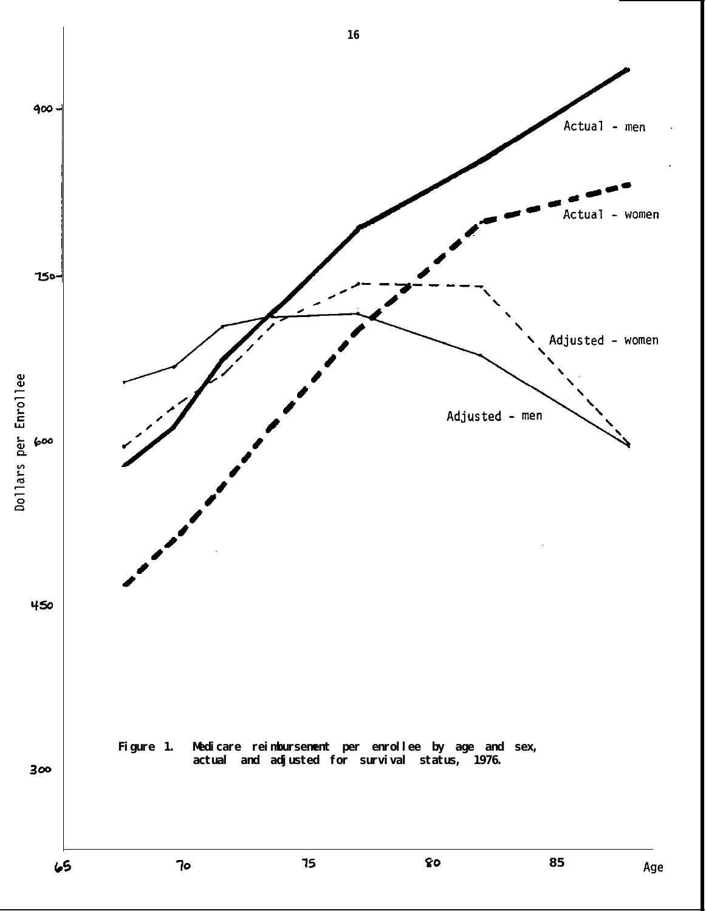Figure 1. Medicare reimbursement per enrollee by age and sex, actual and adjusted for survival status, 1976.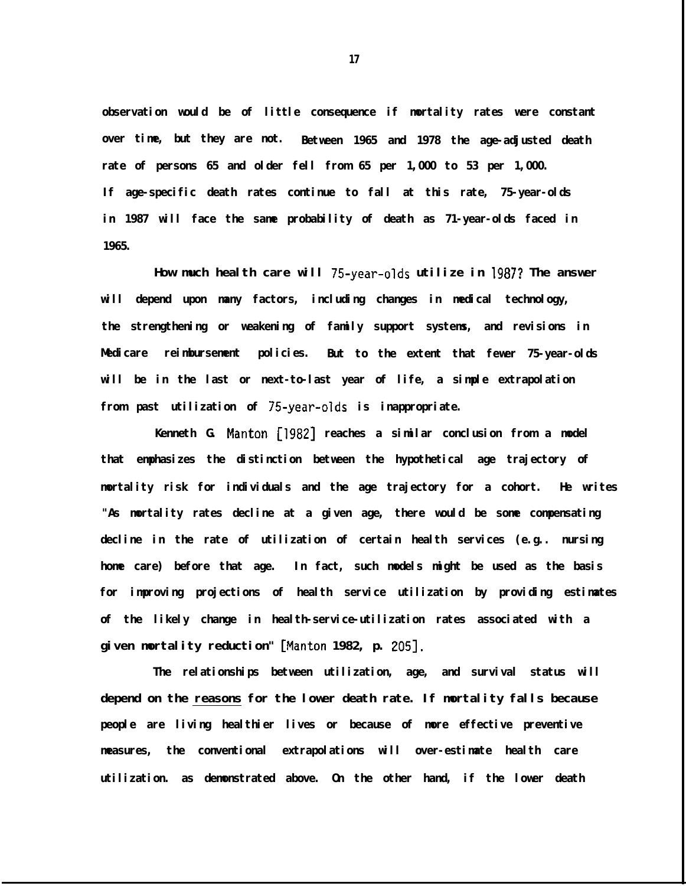observation would be of little consequence if mortality rates were constant over time, but they are not. Between 1965 and 1978 the age-adjusted death rate of persons 65 and older fell from 65 per 1,000 to 53 per 1,000. If age-specific death rates continue to fall at this rate, 75-year-olds in 1987 will face the same probability of death as 71-year-olds faced in 1965.

How much health care will 75-year-olds utilize in 1987? The answer will depend upon many factors, including changes in medical technology, the strengthening or weakening of family support systems, and revisions in Medicare reimbursement policies. But to the extent that fewer 75-year-olds will be in the last or next-to-last year of life, a simple extrapolation from past utilization of 75-year-olds is inappropriate.

Kenneth G. Manton [1982] reaches a similar conclusion from a model that emphasizes the distinction between the hypothetical age trajectory of mortality risk for individuals and the age trajectory for a cohort. He writes "As mortality rates decline at a given age, there would be some compensating decline in the rate of utilization of certain health services (e.g.. nursing home care) before that age. In fact, such models might be used as the basis for improving projections of health service utilization by providing estimates of the likely change in health-service-utilization rates associated with a given mortality reduction" [Manton 1982, p. 205].

The relationships between utilization, age, and survival status will depend on the <u>reasons</u> for the lower death rate. If mortality falls because people are living healthier lives or because of more effective preventive measures, the conventional extrapolations will over-estimate health care utilization. as demonstrated above. On the other hand, if the lower death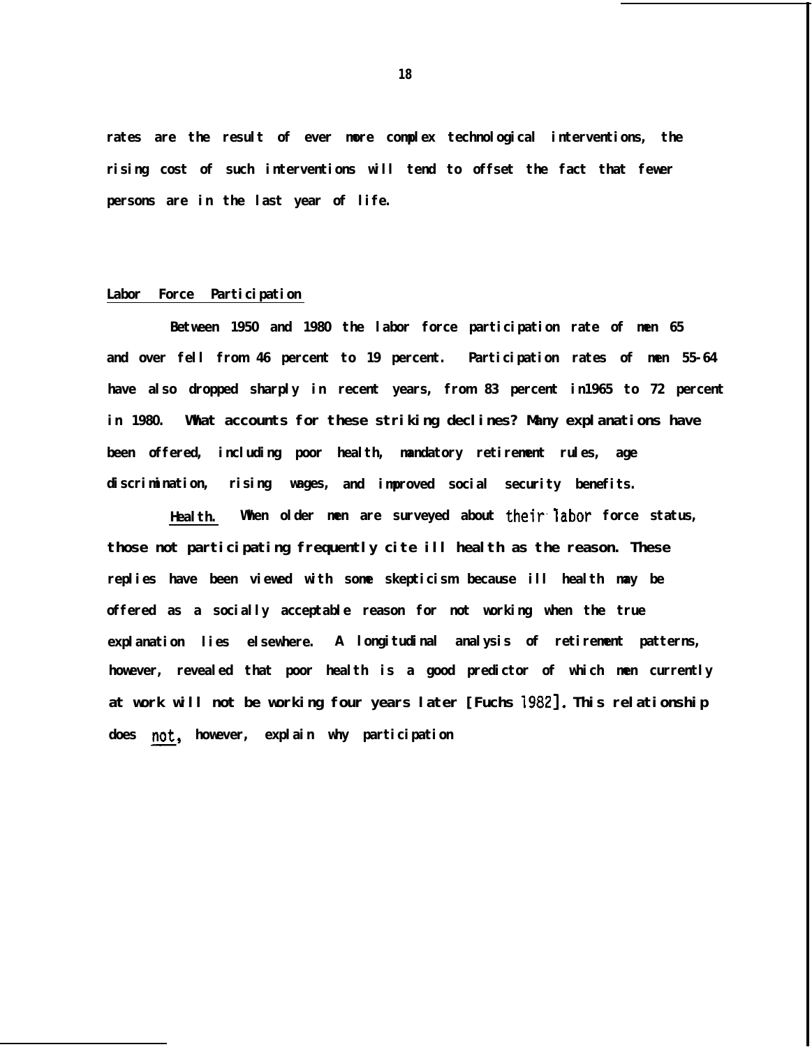rates are the result of ever more complex technological interventions, the rising cost of such interventions will tend to offset the fact that fewer persons are in the last year of life.

## Labor Force Participation

Between 1950 and 1980 the labor force participation rate of men 65 and over fell from 46 percent to 19 percent. Participation rates of men 55-64 have also dropped sharply in recent years, from 83 percent in1965 to 72 percent in 1980. What accounts for these striking declines? Many explanations have been offered, including poor health, mandatory retirement rules, age discrimination, rising wages, and improved social security benefits.

Health. When older men are surveyed about their labor force status, those not participating frequently cite ill health as the reason. These replies have been viewed with some skepticism because ill health may be offered as a socially acceptable reason for not working when the true explanation lies elsewhere. A longitudinal analysis of retirement patterns, however, revealed that poor health is a good predictor of which men currently at work will not be working four years later [Fuchs 1982]. This relationship does not, however, explain why participation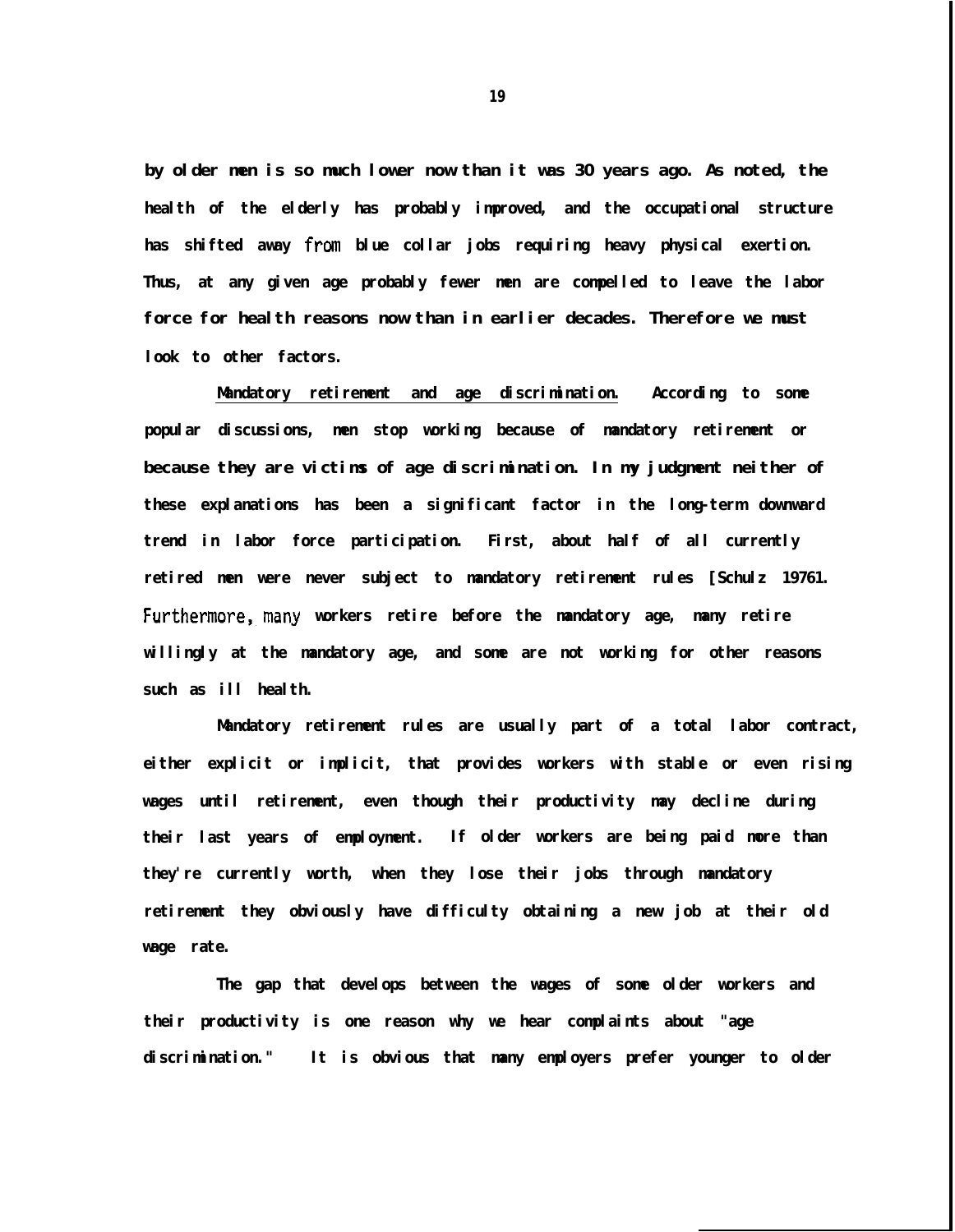by older men is so much lower now than it was 30 years ago. As noted, the health of the elderly has probably improved, and the occupational structure has shifted away from blue collar jobs requiring heavy physical exertion. Thus, at any given age probably fewer men are compelled to leave the labor force for health reasons now than in earlier decades. Therefore we must look to other factors.

Mandatory retirement and age discrimination. According to some popular discussions, men stop working because of mandatory retirement or because they are victims of age discrimination. In my judgment neither of these explanations has been a significant factor in the long-term downward trend in labor force participation. First, about half of all currently retired men were never subject to mandatory retirement rules [Schulz 19761. Furthermore, many workers retire before the mandatory age, many retire willingly at the mandatory age, and some are not working for other reasons such as ill health.

Mandatory retirement rules are usually part of a total labor contract, either explicit or implicit, that provides workers with stable or even rising wages until retirement, even though their productivity may decline during their last years of employment. If older workers are being paid more than they're currently worth, when they lose their jobs through mandatory retirement they obviously have difficulty obtaining a new job at their old wage rate.

The gap that develops between the wages of some older workers and their productivity is one reason why we hear complaints about "age discrimination." It is obvious that many employers prefer younger to older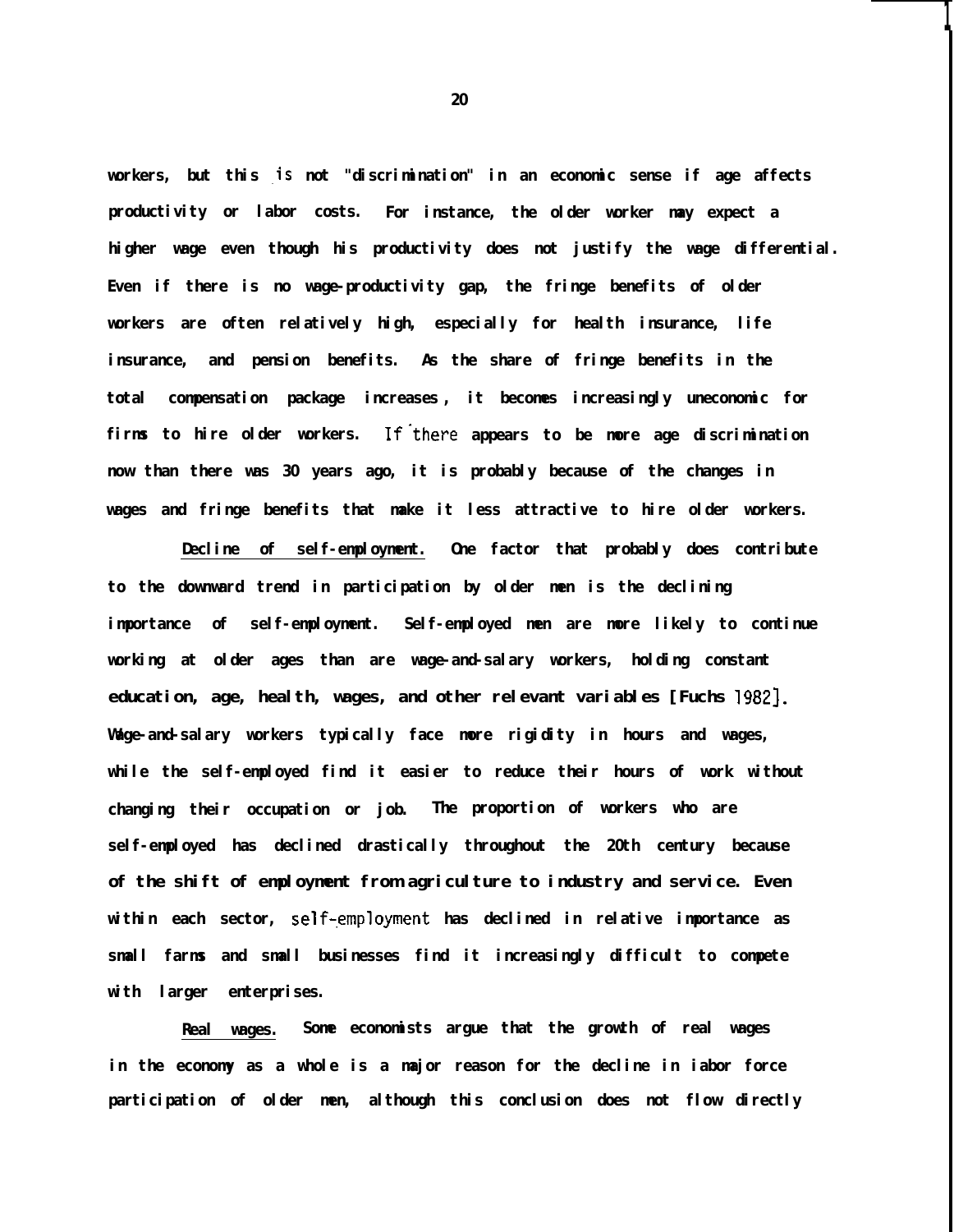workers, but this is not "discrimination" in an economic sense if age affects productivity or labor costs. For instance, the older worker may expect a higher wage even though his productivity does not justify the wage differential. Even if there is no wage-productivity gap, the fringe benefits of older workers are often relatively high, especially for health insurance, life insurance, and pension benefits. As the share of fringe benefits in the total compensation package increases, it becomes increasingly uneconomic for firms to hire older workers. If there appears to be more age discrimination now than there was 30 years ago, it is probably because of the changes in wages and fringe benefits that make it less attractive to hire older workers.

<u>Decline of self-employment.</u> One factor that probably does contribute to the downward trend in participation by older men is the declining importance of self-employment. Self-employed men are more likely to continue working at older ages than are wage-and-salary workers, holding constant education, age, health, wages, and other relevant variables [Fuchs 1982]. Wage-and-salary workers typically face more rigidity in hours and wages, while the self-employed find it easier to reduce their hours of work without changing their occupation or job. The proportion of workers who are self-employed has declined drastically throughout the 20th century because of the shift of employment from agriculture to industry and service. Even within each sector, self-employment has declined in relative importance as small farms and small businesses find it increasingly difficult to compete with larger enterprises.

<u>Real wages.</u> Some economists argue that the growth of real wages in the economy as a whole is a major reason for the decline in labor force participation of older men, although this conclusion does not flow directly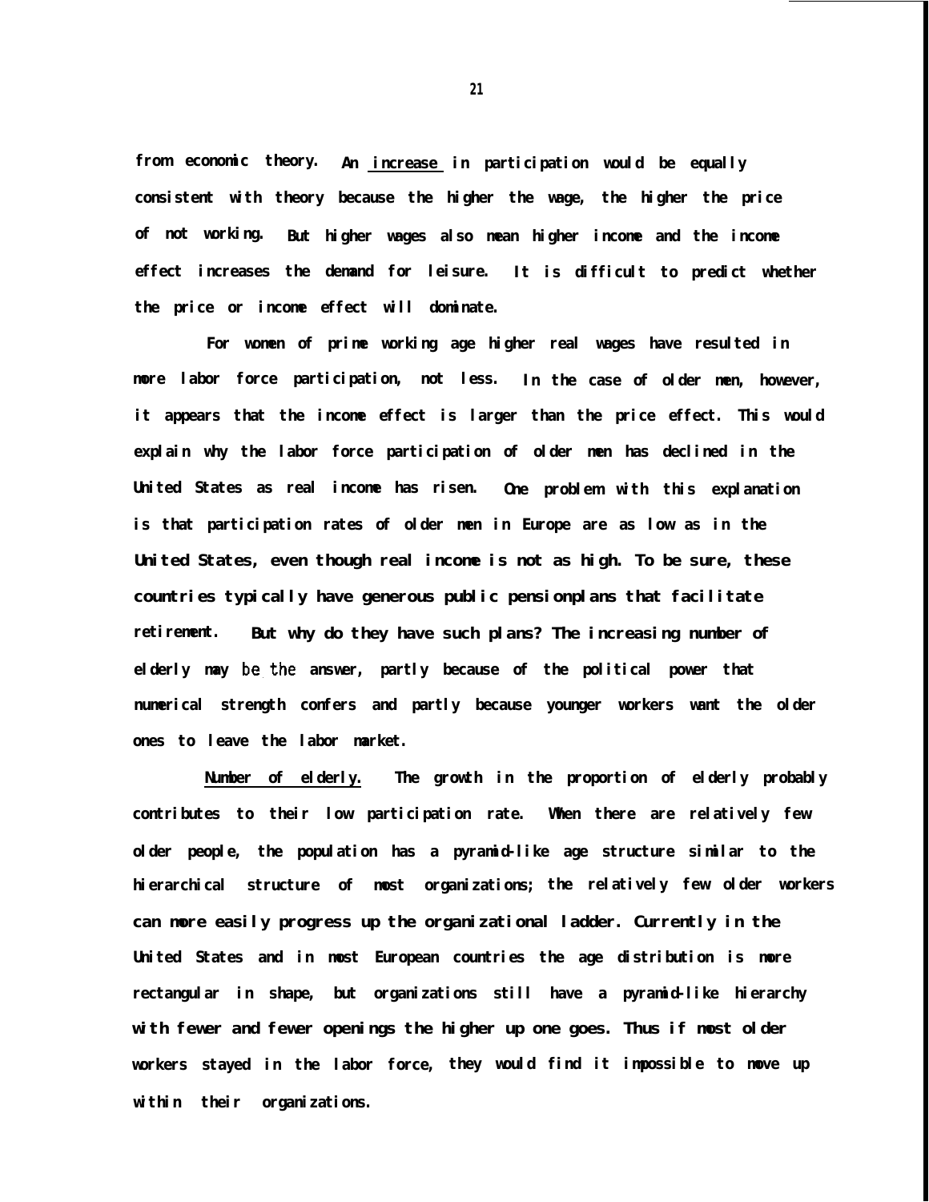from economic theory. An increase in participation would be equally consistent with theory because the higher the wage, the higher the price of not working. But higher wages also mean higher income and the income effect increases the demand for leisure. It is difficult to predict whether the price or income effect will dominate.

For women of prime working age higher real wages have resulted in more labor force participation, not less. In the case of older men, however, it appears that the income effect is larger than the price effect. This would explain why the labor force participation of older men has declined in the United States as real income has risen. One problem with this explanation is that participation rates of older men in Europe are as low as in the United States, even though real income is not as high. To be sure, these countries typically have generous public pensionplans that facilitate retirement. But why do they have such plans? The increasing number of elderly may be the answer, partly because of the political power that numerical strength confers and partly because younger workers want the older ones to leave the labor market.

Number of elderly. The growth in the proportion of elderly probably contributes to their low participation rate. When there are relatively few older people, the population has a pyramid-like age structure similar to the hierarchical structure of most organizations; the relatively few older workers can more easily progress up the organizational ladder. Currently in the United States and in most European countries the age distribution is more rectangular in shape, but organizations still have a pyramid-like hierarchy with fewer and fewer openings the higher up one goes. Thus if most older workers stayed in the labor force, they would find it impossible to move up within their organizations.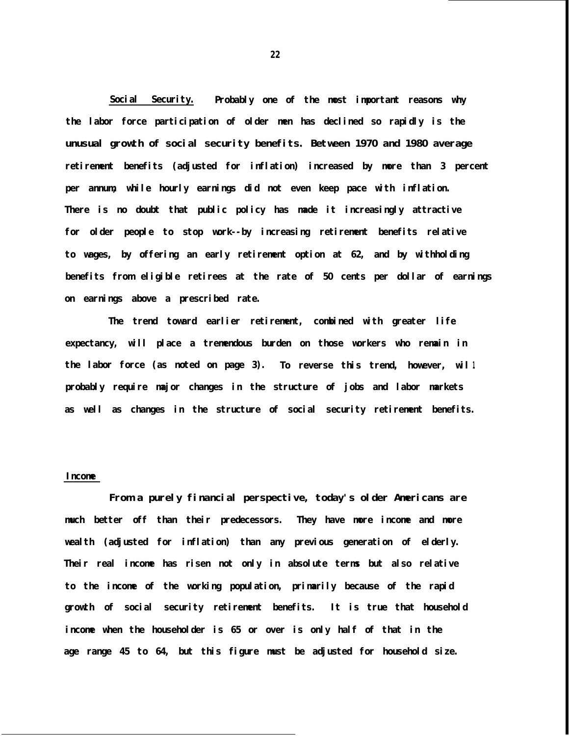**Social Security.** Probably one of the most important reasons why the labor force participation of older men has declined so rapidly is the unusual growth of social security benefits. Between 1970 and 1980 average retirement benefits (adjusted for inflation) increased by more than 3 percent per annum, while hourly earnings did not even keep pace with inflation. There is no doubt that public policy has made it increasingly attractive for older people to stop work--by increasing retirement benefits relative to wages, by offering an early retirement option at 62, and by withholding benefits from eligible retirees at the rate of 50 cents per dollar of earnings on earnings above a prescribed rate.

The trend toward earlier retirement, combined with greater life expectancy, will place a tremendous burden on those workers who remain in the labor force (as noted on page 3). To reverse this trend, however, will probably require major changes in the structure of jobs and labor markets as well as changes in the structure of social security retirement benefits.

## Income

From a purely financial perspective, today's older Americans are much better off than their predecessors. They have more income and more wealth (adjusted for inflation) than any previous generation of elderly. Their real income has risen not only in absolute terms but also relative to the income of the working population, primarily because of the rapid growth of social security retirement benefits. It is true that household income when the householder is 65 or over is only half of that in the age range 45 to 64, but this figure must be adjusted for household size.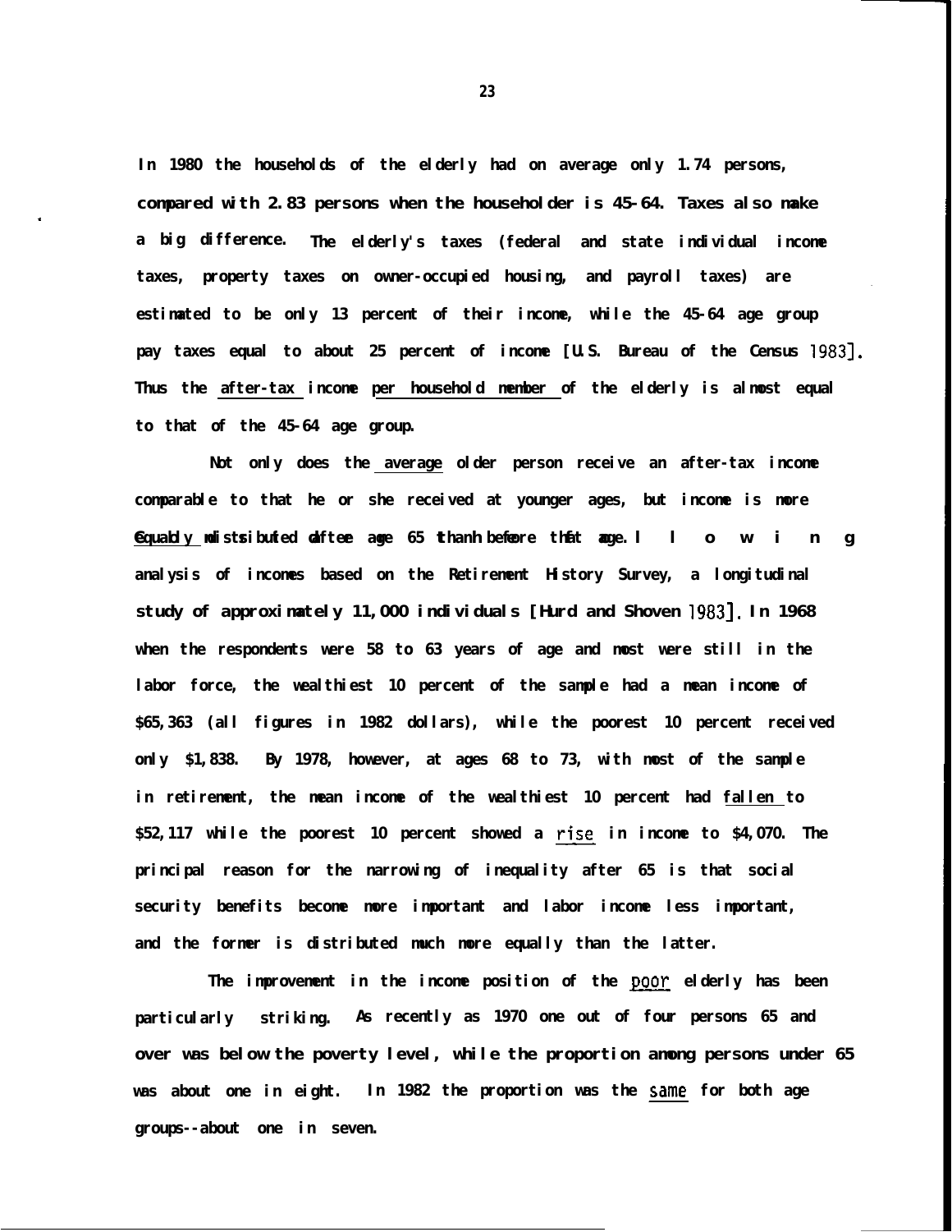In 1980 the households of the elderly had on average only 1.74 persons, compared with 2.83 persons when the householder is 45-64. Taxes also make a big difference. The elderly's taxes (federal and state individual income taxes, property taxes on owner-occupied housing, and payroll taxes) are estimated to be only 13 percent of their income, while the 45-64 age group pay taxes equal to about 25 percent of income [U.S. Bureau of the Census 1983]. Thus the after-tax income per household member of the elderly is almost equal to that of the 45-64 age group.

Not only does the average older person receive an after-tax income comparable to that he or she received at younger ages, but income is more equally distributed after age 65 than before that age. The following analysis of incomes based on the Retirement History Survey, a longitudinal study of approximately 11,000 individuals [Hurd and Shoven 1983]. In 1968 when the respondents were 58 to 63 years of age and most were still in the labor force, the wealthiest 10 percent of the sample had a mean income of $65,363 (all figures in 1982 dollars), while the poorest 10 percent received only $1,838. By 1978, however, at ages 68 to 73, with most of the sample in retirement, the mean income of the wealthiest 10 percent had fallen to $52,117 while the poorest 10 percent showed a rise in income to $4,070. The principal reason for the narrowing of inequality after 65 is that social security benefits become more important and labor income less important, and the former is distributed much more equally than the latter.

The improvement in the income position of the poor elderly has been particularly striking. As recently as 1970 one out of four persons 65 and over was below the poverty level, while the proportion among persons under 65 was about one in eight. In 1982 the proportion was the same for both age groups--about one in seven.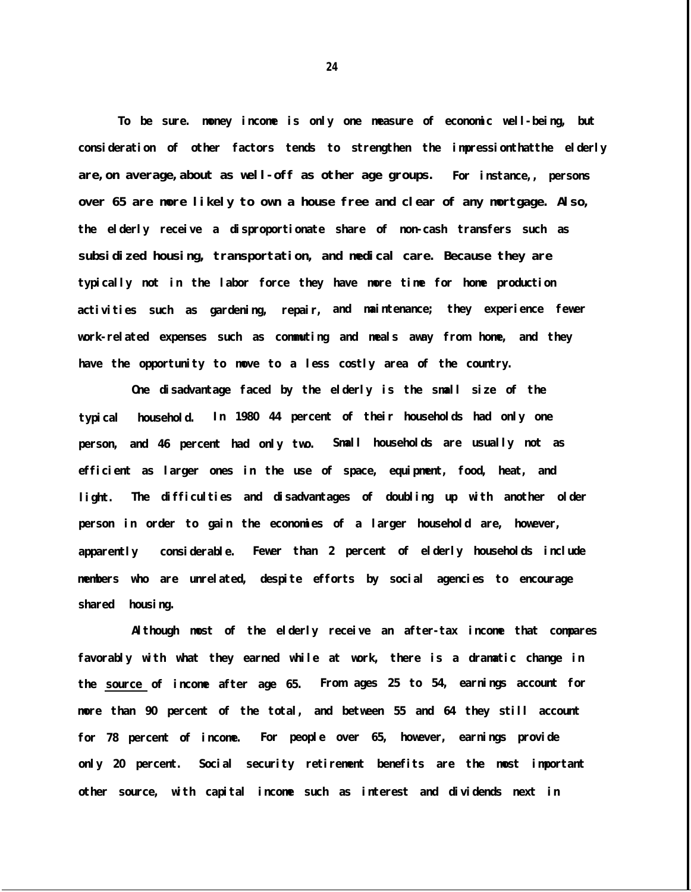To be sure. money income is only one measure of economic well-being, but consideration of other factors tends to strengthen the impressionthatthe elderly are,on average,about as well-off as other age groups. For instance,, persons over 65 are more likely to own a house free and clear of any mortgage. Also, the elderly receive a disproportionate share of non-cash transfers such as subsidized housing, transportation, and medical care. Because they are typically not in the labor force they have more time for home production activities such as gardening, repair, and maintenance; they experience fewer work-related expenses such as commuting and meals away from home, and they have the opportunity to move to a less costly area of the country.

One disadvantage faced by the elderly is the small size of the typical household. In 1980 44 percent of their households had only one person, and 46 percent had only two. Small households are usually not as efficient as larger ones in the use of space, equipment, food, heat, and light. The difficulties and disadvantages of doubling up with another older person in order to gain the economies of a larger household are, however, apparently considerable. Fewer than 2 percent of elderly households include members who are unrelated, despite efforts by social agencies to encourage shared housing.

Although most of the elderly receive an after-tax income that compares favorably with what they earned while at work, there is a dramatic change in the source of income after age 65. From ages 25 to 54, earnings account for more than 90 percent of the total, and between 55 and 64 they still account for 78 percent of income. For people over 65, however, earnings provide only 20 percent. Social security retirement benefits are the most important other source, with capital income such as interest and dividends next in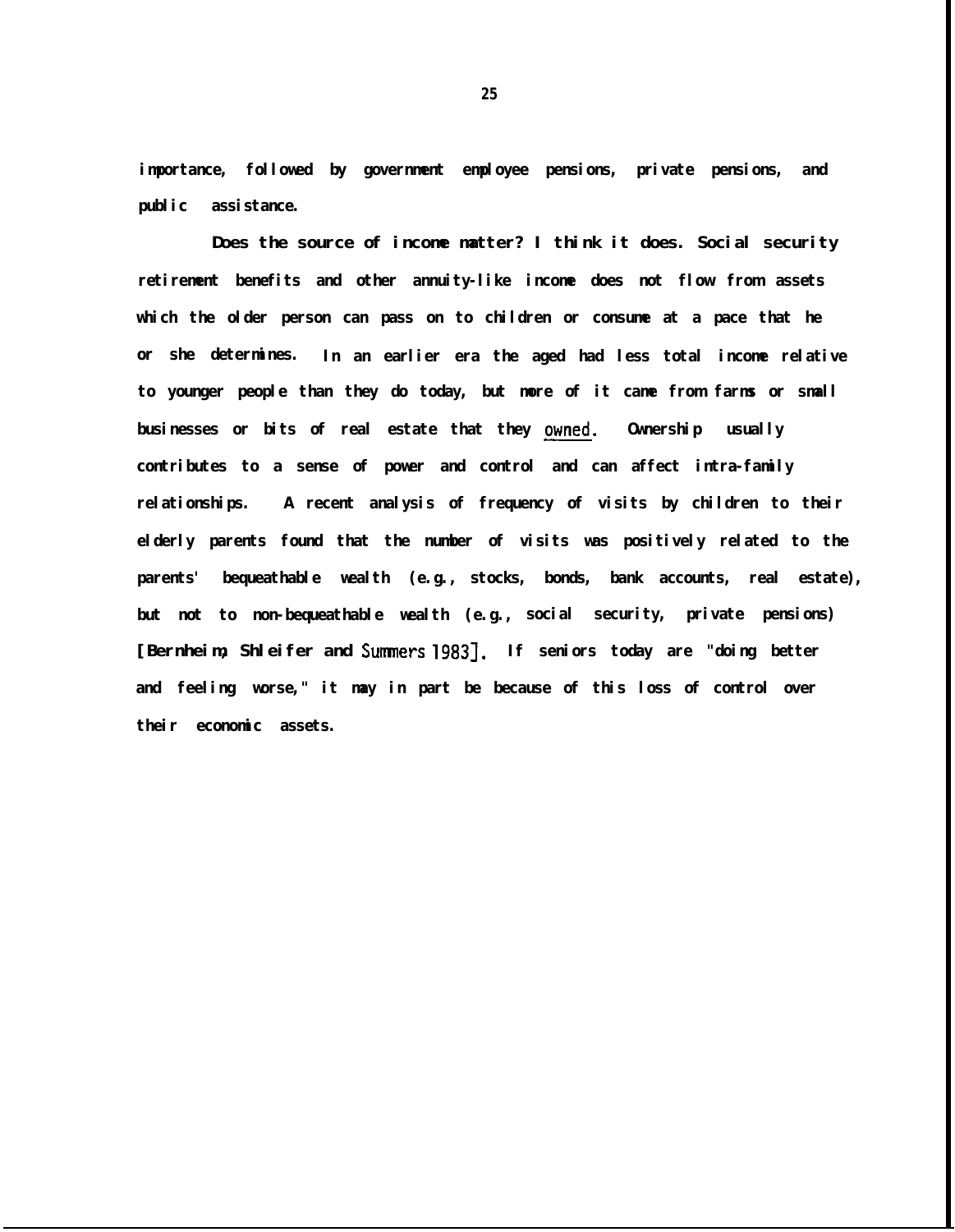importance, followed by government employee pensions, private pensions, and public assistance.

Does the source of income matter? I think it does. Social security retirement benefits and other annuity-like income does not flow from assets which the older person can pass on to children or consume at a pace that he or she determines. In an earlier era the aged had less total income relative to younger people than they do today, but more of it came from farms or small businesses or bits of real estate that they owned. Ownership usually contributes to a sense of power and control and can affect intra-family relationships. A recent analysis of frequency of visits by children to their elderly parents found that the number of visits was positively related to the parents' bequeathable wealth (e.g., stocks, bonds, bank accounts, real estate), but not to non-bequeathable wealth (e.g., social security, private pensions) [Bernheim, Shleifer and Summers 1983]. If seniors today are "doing better and feeling worse," it may in part be because of this loss of control over their economic assets.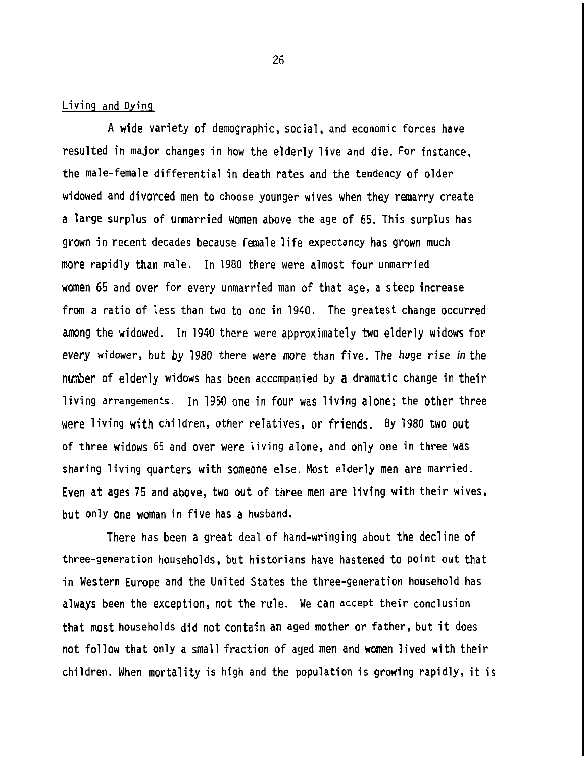Living and Dying

A wide variety of demographic, social, and economic forces have resulted in major changes in how the elderly live and die. For instance, the male-female differential in death rates and the tendency of older widowed and divorced men to choose younger wives when they remarry create a large surplus of unmarried women above the age of 65. This surplus has grown in recent decades because female life expectancy has grown much more rapidly than male. In 1980 there were almost four unmarried women 65 and over for every unmarried man of that age, a steep increase from a ratio of less than two to one in 1940. The greatest change occurred among the widowed. In 1940 there were approximately two elderly widows for every widower, but by 1980 there were more than five. The huge rise in the number of elderly widows has been accompanied by a dramatic change in their living arrangements. In 1950 one in four was living alone; the other three were living with children, other relatives, or friends. By 1980 two out of three widows 65 and over were living alone, and only one in three was sharing living quarters with someone else. Most elderly men are married. Even at ages 75 and above, two out of three men are living with their wives, but only one woman in five has a husband.

There has been a great deal of hand-wringing about the decline of three-generation households, but historians have hastened to point out that in Western Europe and the United States the three-generation household has always been the exception, not the rule. We can accept their conclusion that most households did not contain an aged mother or father, but it does not follow that only a small fraction of aged men and women lived with their children. When mortality is high and the population is growing rapidly, it is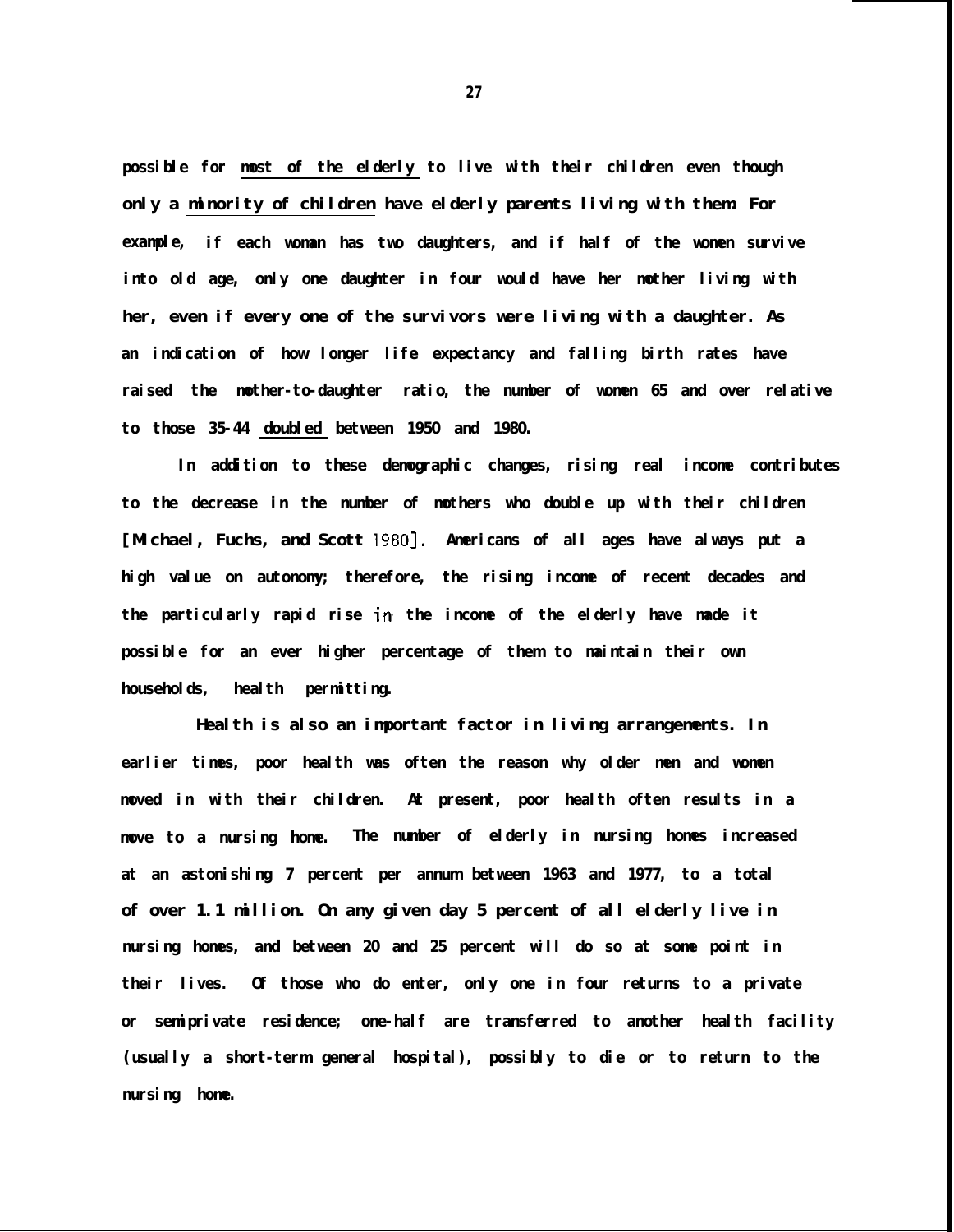possible for most of the elderly to live with their children even though only a minority of children have elderly parents living with them. For example, if each woman has two daughters, and if half of the women survive into old age, only one daughter in four would have her mother living with her, even if every one of the survivors were living with a daughter. As an indication of how longer life expectancy and falling birth rates have raised the mother-to-daughter ratio, the number of women 65 and over relative to those 35-44 doubled between 1950 and 1980.

In addition to these demographic changes, rising real income contributes to the decrease in the number of mothers who double up with their children [Michael, Fuchs, and Scott 1980]. Americans of all ages have always put a high value on autonomy; therefore, the rising income of recent decades and the particularly rapid rise in the income of the elderly have made it possible for an ever higher percentage of them to maintain their own households, health permitting.

Health is also an important factor in living arrangements. In earlier times, poor health was often the reason why older men and women moved in with their children. At present, poor health often results in a move to a nursing home. The number of elderly in nursing homes increased at an astonishing 7 percent per annum between 1963 and 1977, to a total of over 1.1 million. On any given day 5 percent of all elderly live in nursing homes, and between 20 and 25 percent will do so at some point in their lives. Of those who do enter, only one in four returns to a private or semiprivate residence; one-half are transferred to another health facility (usually a short-term general hospital), possibly to die or to return to the nursing home.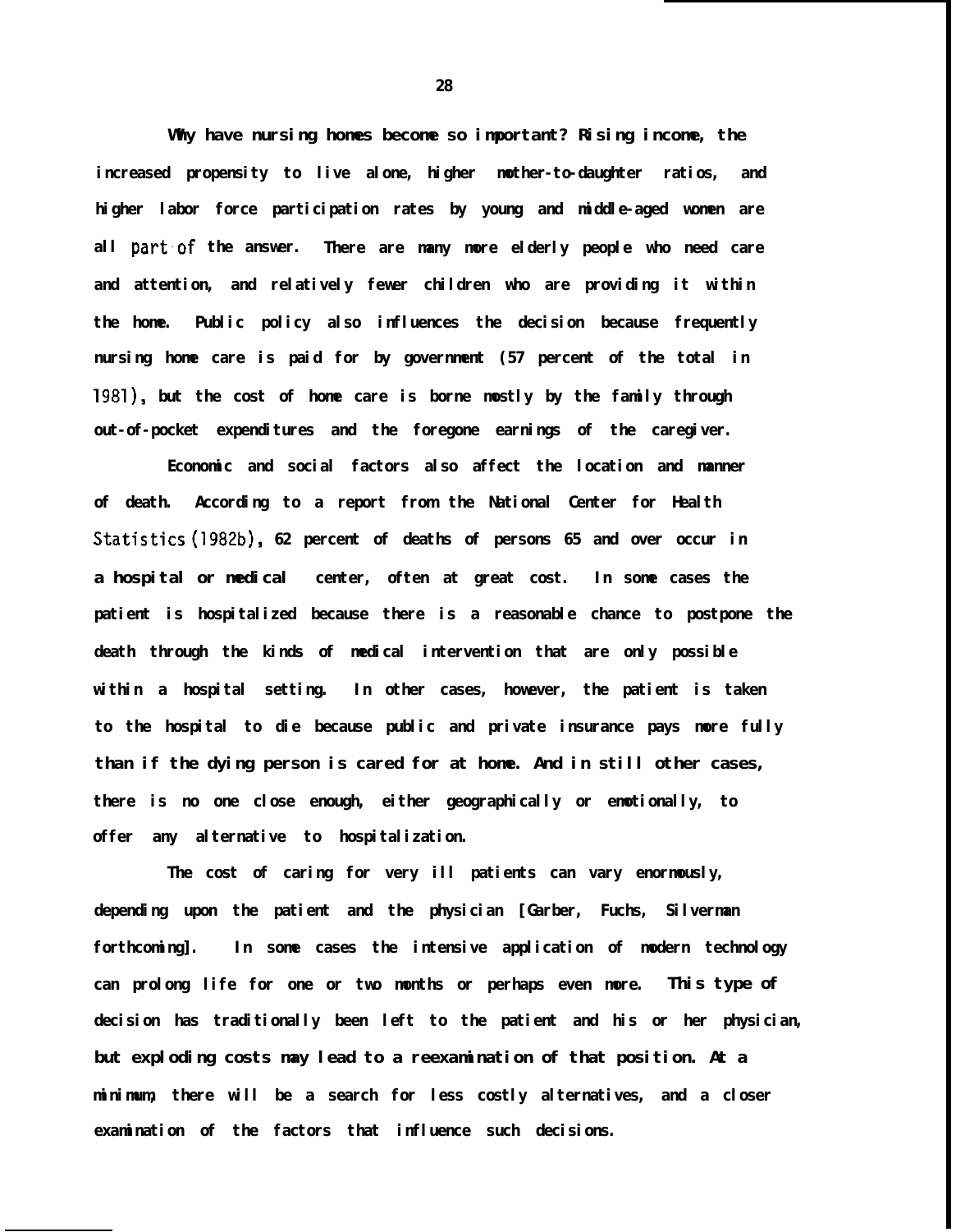Why have nursing homes become so important? Rising income, the increased propensity to live alone, higher mother-to-daughter ratios, and higher labor force participation rates by young and middle-aged women are all part of the answer. There are many more elderly people who need care and attention, and relatively fewer children who are providing it within the home. Public policy also influences the decision because frequently nursing home care is paid for by government (57 percent of the total in 1981), but the cost of home care is borne mostly by the family through out-of-pocket expenditures and the foregone earnings of the caregiver.

Economic and social factors also affect the location and manner of death. According to a report from the National Center for Health Statistics (1982b), 62 percent of deaths of persons 65 and over occur in a hospital or medical center, often at great cost. In some cases the patient is hospitalized because there is a reasonable chance to postpone the death through the kinds of medical intervention that are only possible within a hospital setting. In other cases, however, the patient is taken to the hospital to die because public and private insurance pays more fully than if the dying person is cared for at home. And in still other cases, there is no one close enough, either geographically or emotionally, to offer any alternative to hospitalization.

The cost of caring for very ill patients can vary enormously, depending upon the patient and the physician [Garber, Fuchs, Silverman forthcoming]. In some cases the intensive application of modern technology can prolong life for one or two months or perhaps even more. This type of decision has traditionally been left to the patient and his or her physician, but exploding costs may lead to a reexamination of that position. At a minimum, there will be a search for less costly alternatives, and a closer examination of the factors that influence such decisions.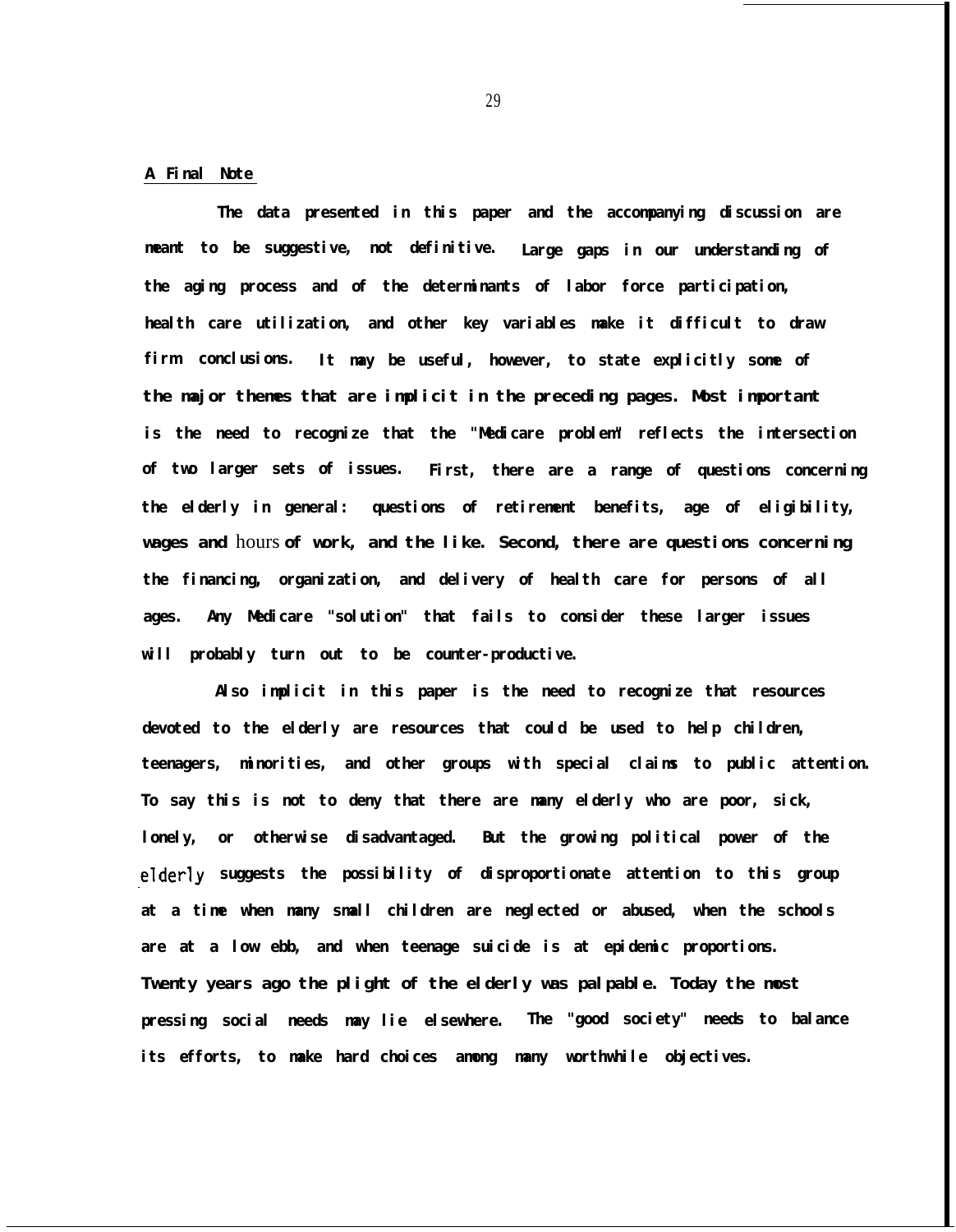## A Final Note

The data presented in this paper and the accompanying discussion are meant to be suggestive, not definitive. Large gaps in our understanding of the aging process and of the determinants of labor force participation, health care utilization, and other key variables make it difficult to draw firm conclusions. It may be useful, however, to state explicitly some of the major themes that are implicit in the preceding pages. Most important is the need to recognize that the "Medicare problem" reflects the intersection of two larger sets of issues. First, there are a range of questions concerning the elderly in general: questions of retirement benefits, age of eligibility, wages and hours of work, and the like. Second, there are questions concerning the financing, organization, and delivery of health care for persons of all ages. Any Medicare "solution" that fails to consider these larger issues will probably turn out to be counter-productive.

Also implicit in this paper is the need to recognize that resources devoted to the elderly are resources that could be used to help children, teenagers, minorities, and other groups with special claims to public attention. To say this is not to deny that there are many elderly who are poor, sick, lonely, or otherwise disadvantaged. But the growing political power of the elderly suggests the possibility of disproportionate attention to this group at a time when many small children are neglected or abused, when the schools are at a low ebb, and when teenage suicide is at epidemic proportions. Twenty years ago the plight of the elderly was palpable. Today the most pressing social needs may lie elsewhere. The "good society" needs to balance its efforts, to make hard choices among many worthwhile objectives.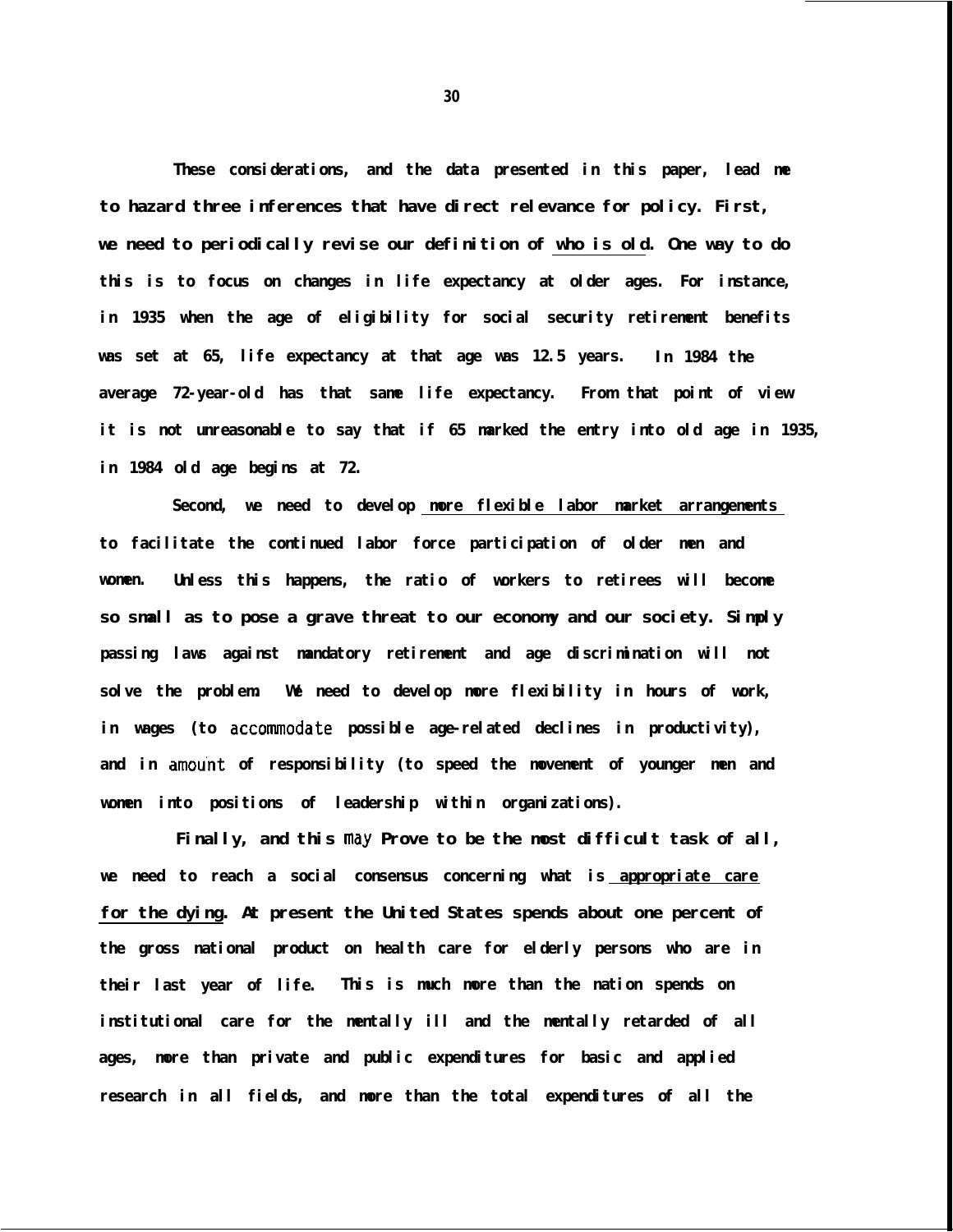These considerations, and the data presented in this paper, lead me to hazard three inferences that have direct relevance for policy. First, we need to periodically revise our definition of who is old. One way to do this is to focus on changes in life expectancy at older ages. For instance, in 1935 when the age of eligibility for social security retirement benefits was set at 65, life expectancy at that age was 12.5 years. In 1984 the average 72-year-old has that same life expectancy. From that point of view it is not unreasonable to say that if 65 marked the entry into old age in 1935, in 1984 old age begins at 72.

Second, we need to develop more flexible labor market arrangements to facilitate the continued labor force participation of older men and women. Unless this happens, the ratio of workers to retirees will become so small as to pose a grave threat to our economy and our society. Simply passing laws against mandatory retirement and age discrimination will not solve the problem. We need to develop more flexibility in hours of work, in wages (to accommodate possible age-related declines in productivity), and in amount of responsibility (to speed the movement of younger men and women into positions of leadership within organizations).

Finally, and this may Prove to be the most difficult task of all, we need to reach a social consensus concerning what is appropriate care for the dying. At present the United States spends about one percent of the gross national product on health care for elderly persons who are in their last year of life. This is much more than the nation spends on institutional care for the mentally ill and the mentally retarded of all ages, more than private and public expenditures for basic and applied research in all fields, and more than the total expenditures of all the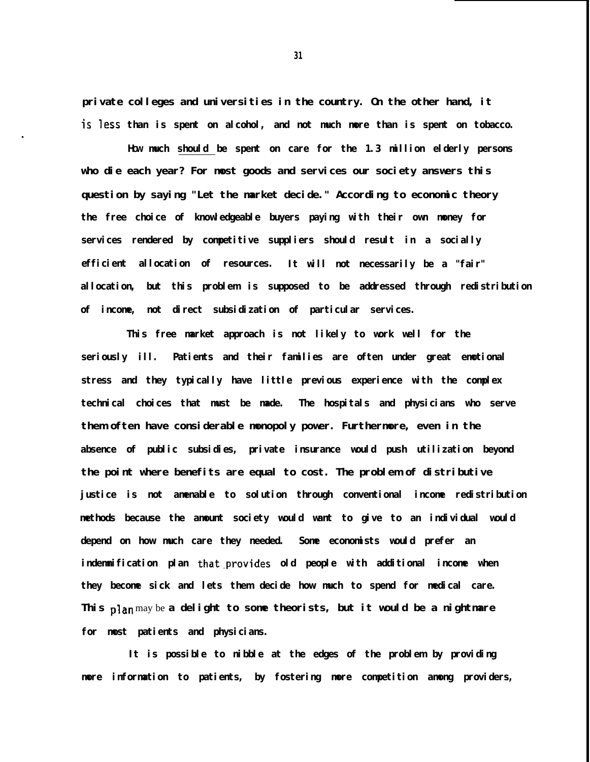private colleges and universities in the country. On the other hand, it is less than is spent on alcohol, and not much more than is spent on tobacco.

How much should be spent on care for the 1.3 million elderly persons who die each year? For most goods and services our society answers this question by saying "Let the market decide." According to economic theory the free choice of knowledgeable buyers paying with their own money for services rendered by competitive suppliers should result in a socially efficient allocation of resources. It will not necessarily be a "fair" allocation, but this problem is supposed to be addressed through redistribution of income, not direct subsidization of particular services.

This free market approach is not likely to work well for the seriously ill. Patients and their families are often under great emotional stress and they typically have little previous experience with the complex technical choices that must be made. The hospitals and physicians who serve them often have considerable monopoly power. Furthermore, even in the absence of public subsidies, private insurance would push utilization beyond the point where benefits are equal to cost. The problem of distributive justice is not amenable to solution through conventional income redistribution methods because the amount society would want to give to an individual would depend on how much care they needed. Some economists would prefer an indemnification plan that provides old people with additional income when they become sick and lets them decide how much to spend for medical care. This plan may be a delight to some theorists, but it would be a nightmare for most patients and physicians.

It is possible to nibble at the edges of the problem by providing more information to patients, by fostering more competition among providers,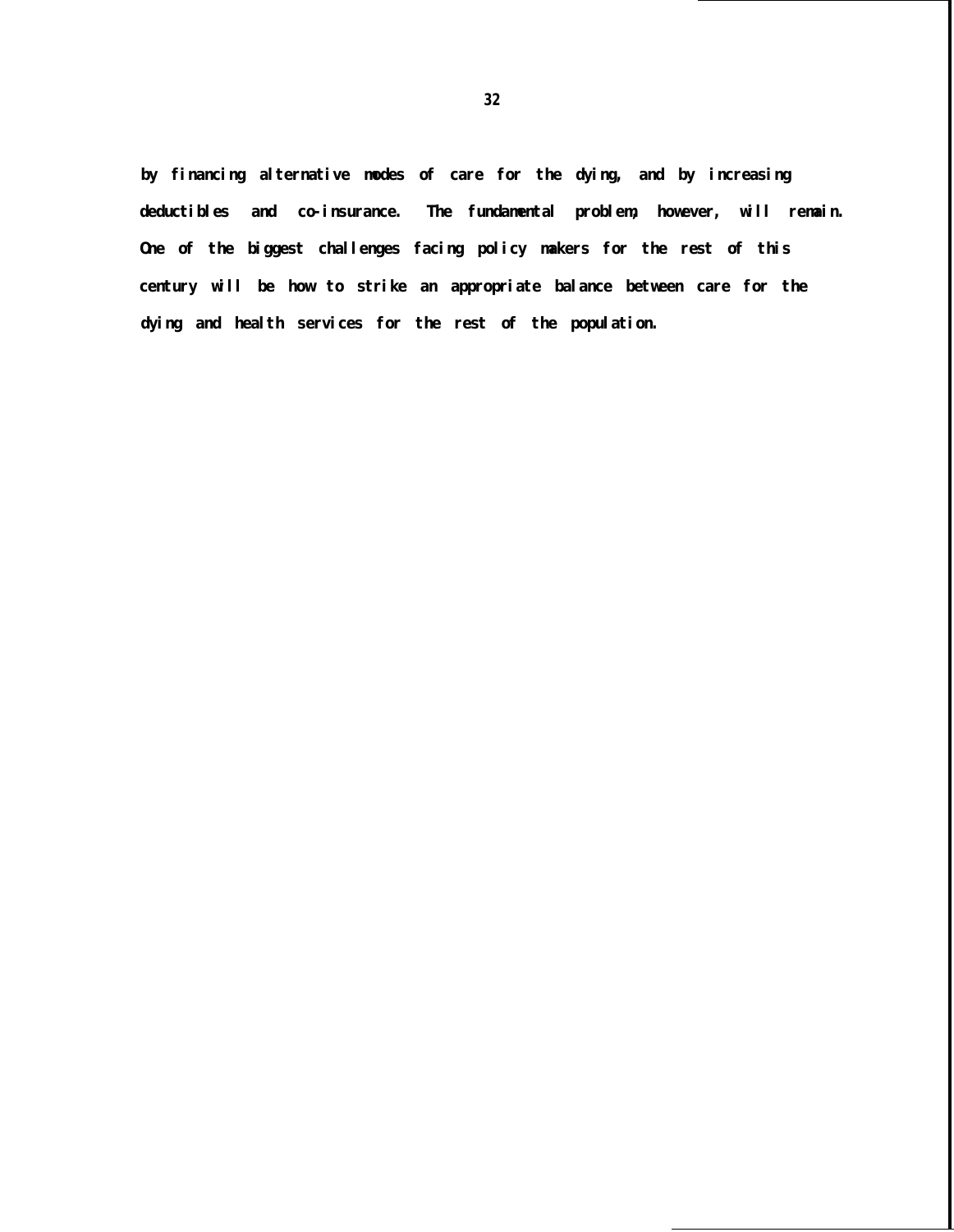by financing alternative modes of care for the dying, and by increasing deductibles and co-insurance. The fundamental problem, however, will remain. One of the biggest challenges facing policy makers for the rest of this century will be how to strike an appropriate balance between care for the dying and health services for the rest of the population.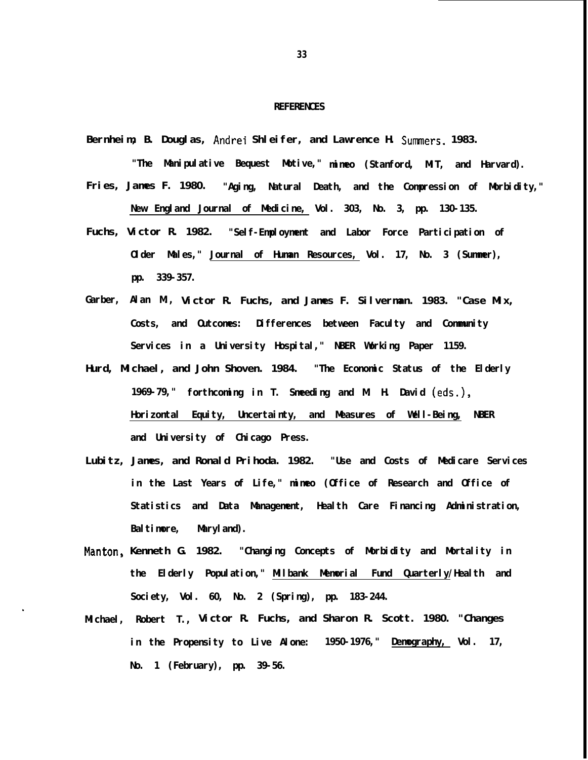## REFERENCES

Bernheim, B. Douglas, Andrei Shleifer, and Lawrence H. Summers. 1983. "The Manipulative Bequest Motive," mimeo (Stanford, MIT, and Harvard).

Fries, James F. 1980. "Aging, Natural Death, and the Compression of Morbidity," New England Journal of Medicine, Vol. 303, No. 3, pp. 130-135.

Fuchs, Victor R. 1982. "Self-Employment and Labor Force Participation of Older Males," Journal of Human Resources, Vol. 17, No. 3 (Summer), pp. 339-357.

Garber, Alan M., Victor R. Fuchs, and James F. Silverman. 1983. "Case Mix, Costs, and Outcomes: Differences between Faculty and Community Services in a University Hospital," NBER Working Paper 1159.

Hurd, Michael, and John Shoven. 1984. "The Economic Status of the Elderly 1969-79," forthcoming in T. Smeeding and M. H. David (eds.), Horizontal Equity, Uncertainty, and Measures of Well-Being, NBER and University of Chicago Press.

Lubitz, James, and Ronald Prihoda. 1982. "Use and Costs of Medicare Services in the Last Years of Life," mimeo (Office of Research and Office of Statistics and Data Management, Health Care Financing Administration, Baltimore, Maryland).

Manton, Kenneth G. 1982. "Changing Concepts of Morbidity and Mortality in the Elderly Population," Milbank Memorial Fund Quarterly/Health and Society, Vol. 60, No. 2 (Spring), pp. 183-244.

Michael, Robert T., Victor R. Fuchs, and Sharon R. Scott. 1980. "Changes in the Propensity to Live Alone: 1950-1976," Demography, Vol. 17, No. 1 (February), pp. 39-56.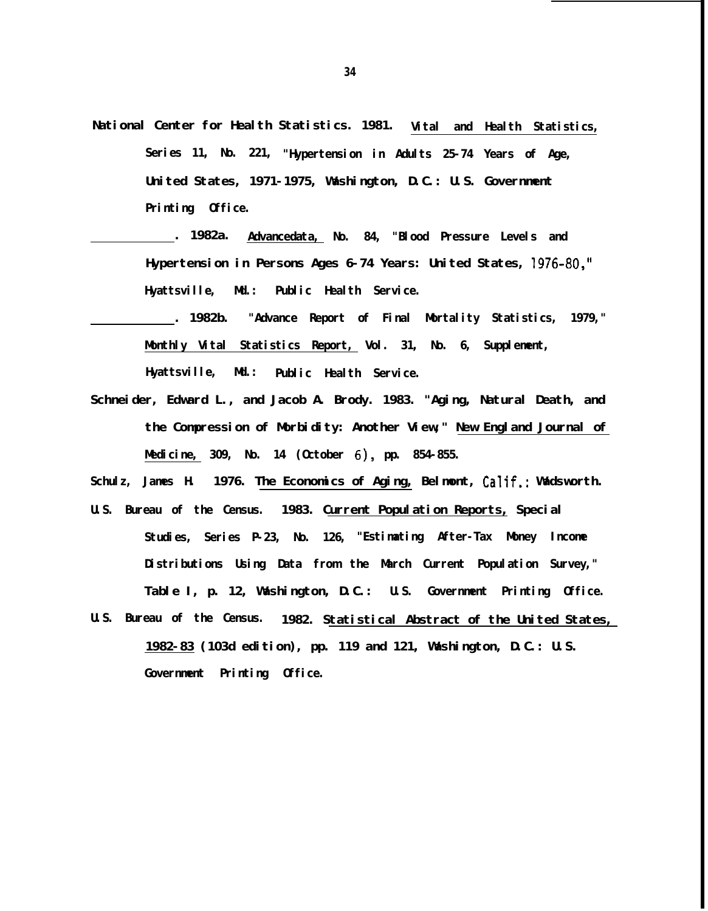National Center for Health Statistics. 1981. Vital and Health Statistics, Series 11, No. 221, "Hypertension in Adults 25-74 Years of Age, United States, 1971-1975, Washington, D.C.: U.S. Government Printing Office.

\_\_\_\_\_\_\_\_\_\_\_\_. 1982a. Advancedata, No. 84, "Blood Pressure Levels and Hypertension in Persons Ages 6-74 Years: United States, 1976-80," Hyattsville, Md.: Public Health Service.

\_\_\_\_\_\_\_\_\_\_\_\_. 1982b. "Advance Report of Final Mortality Statistics, 1979," Monthly Vital Statistics Report, Vol. 31, No. 6, Supplement, Hyattsville, Md.: Public Health Service.

Schneider, Edward L., and Jacob A. Brody. 1983. "Aging, Natural Death, and the Compression of Morbidity: Another View," New England Journal of Medicine, 309, No. 14 (October 6), pp. 854-855.

Schulz, James H. 1976. The Economics of Aging, Belmont, Calif.: Wadsworth.

U.S. Bureau of the Census. 1983. Current Population Reports, Special Studies, Series P-23, No. 126, "Estimating After-Tax Money Income Distributions Using Data from the March Current Population Survey," Table I, p. 12, Washington, D.C.: U.S. Government Printing Office.

U.S. Bureau of the Census. 1982. Statistical Abstract of the United States, 1982-83 (103d edition), pp. 119 and 121, Washington, D.C.: U.S. Government Printing Office.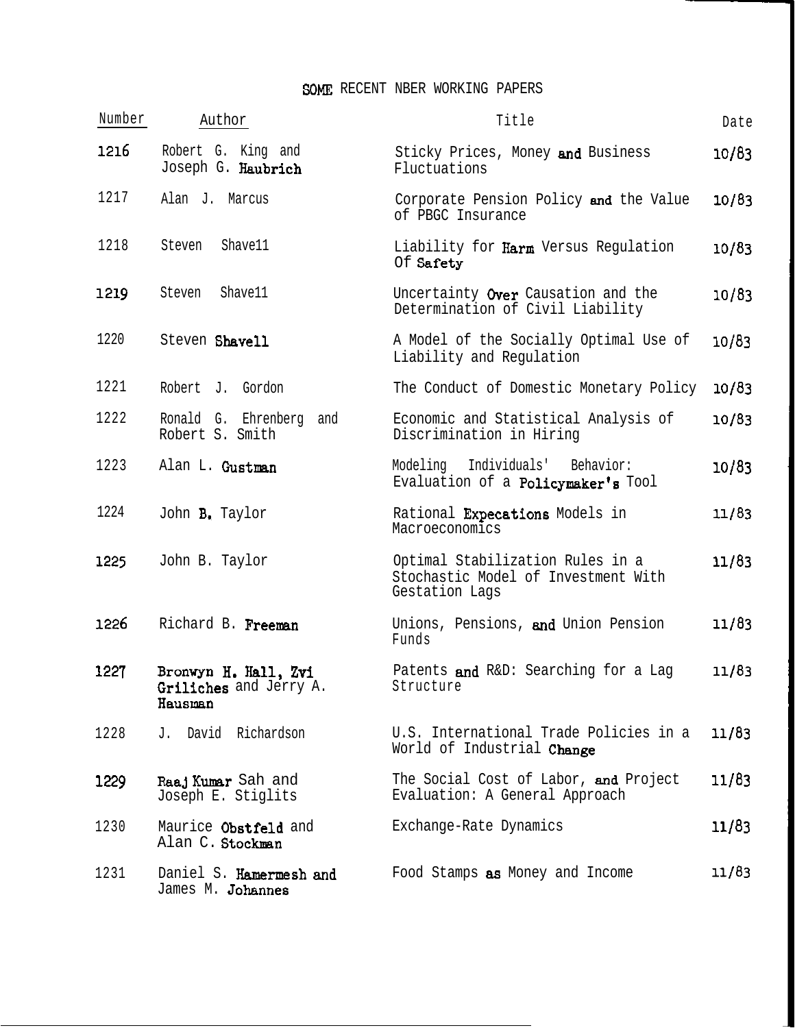## SOME RECENT NBER WORKING PAPERS

| Number | Author | Title | Date |
| --- | --- | --- | --- |
| 1216 | Robert G. King and Joseph G. Haubrich | Sticky Prices, Money and Business Fluctuations | 10/83 |
| 1217 | Alan J. Marcus | Corporate Pension Policy and the Value of PBGC Insurance | 10/83 |
| 1218 | Steven Shave11 | Liability for Harm Versus Regulation Of Safety | 10/83 |
| 1219 | Steven Shave11 | Uncertainty Over Causation and the Determination of Civil Liability | 10/83 |
| 1220 | Steven Shavell | A Model of the Socially Optimal Use of Liability and Regulation | 10/83 |
| 1221 | Robert J. Gordon | The Conduct of Domestic Monetary Policy | 10/83 |
| 1222 | Ronald G. Ehrenberg and Robert S. Smith | Economic and Statistical Analysis of Discrimination in Hiring | 10/83 |
| 1223 | Alan L. Gustman | Modeling Individuals' Behavior: Evaluation of a Policymaker's Tool | 10/83 |
| 1224 | John B. Taylor | Rational Expecations Models in Macroeconomics | 11/83 |
| 1225 | John B. Taylor | Optimal Stabilization Rules in a Stochastic Model of Investment With Gestation Lags | 11/83 |
| 1226 | Richard B. Freeman | Unions, Pensions, and Union Pension Funds | 11/83 |
| 1227 | Bronwyn H. Hall, Zvi Griliches and Jerry A. Hausman | Patents and R&D: Searching for a Lag Structure | 11/83 |
| 1228 | J. David Richardson | U.S. International Trade Policies in a World of Industrial Change | 11/83 |
| 1229 | Raaj Kumar Sah and Joseph E. Stiglits | The Social Cost of Labor, and Project Evaluation: A General Approach | 11/83 |
| 1230 | Maurice Obstfeld and Alan C. Stockman | Exchange-Rate Dynamics | 11/83 |
| 1231 | Daniel S. Hamermesh and James M. Johannes | Food Stamps as Money and Income | 11/83 |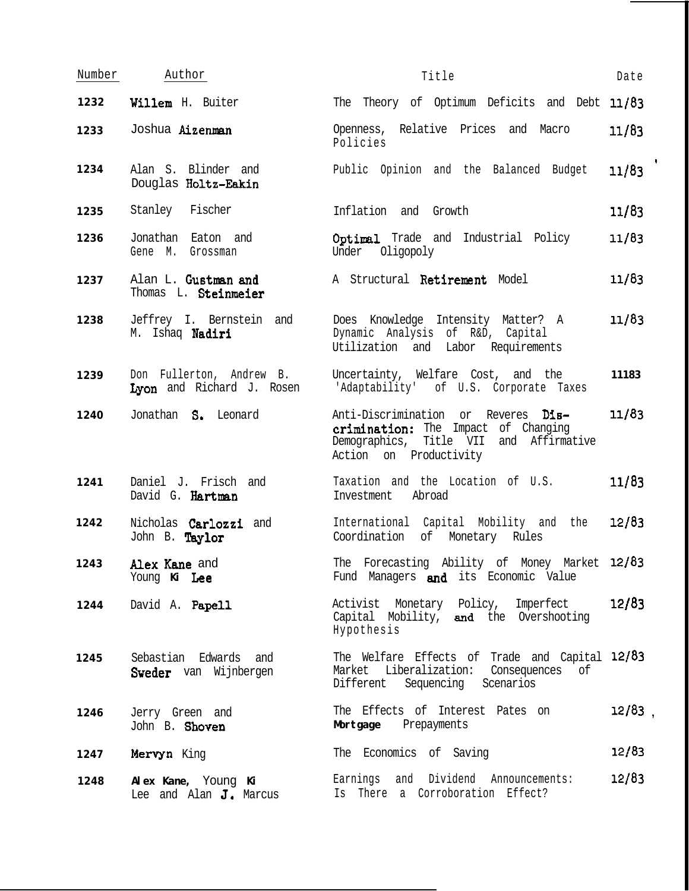| Number | Author | Title | Date |
|---|---|---|---|
| 1232 | Willem H. Buiter | The Theory of Optimum Deficits and Debt | 11/83 |
| 1233 | Joshua Aizenman | Openness, Relative Prices and Macro Policies | 11/83 |
| 1234 | Alan S. Blinder and Douglas Holtz-Eakin | Public Opinion and the Balanced Budget | 11/83 |
| 1235 | Stanley Fischer | Inflation and Growth | 11/83 |
| 1236 | Jonathan Eaton and Gene M. Grossman | Optimal Trade and Industrial Policy Under Oligopoly | 11/83 |
| 1237 | Alan L. Gustman and Thomas L. Steinmeier | A Structural Retirement Model | 11/83 |
| 1238 | Jeffrey I. Bernstein and M. Ishaq Nadiri | Does Knowledge Intensity Matter? A Dynamic Analysis of R&D, Capital Utilization and Labor Requirements | 11/83 |
| 1239 | Don Fullerton, Andrew B. Lyon and Richard J. Rosen | Uncertainty, Welfare Cost, and the 'Adaptability' of U.S. Corporate Taxes | 11183 |
| 1240 | Jonathan S. Leonard | Anti-Discrimination or Reveres Discrimination: The Impact of Changing Demographics, Title VII and Affirmative Action on Productivity | 11/83 |
| 1241 | Daniel J. Frisch and David G. Hartman | Taxation and the Location of U.S. Investment Abroad | 11/83 |
| 1242 | Nicholas Carlozzi and John B. Taylor | International Capital Mobility and the Coordination of Monetary Rules | 12/83 |
| 1243 | Alex Kane and Young Ki Lee | The Forecasting Ability of Money Market Fund Managers and its Economic Value | 12/83 |
| 1244 | David A. Papell | Activist Monetary Policy, Imperfect Capital Mobility, and the Overshooting Hypothesis | 12/83 |
| 1245 | Sebastian Edwards and Sweder van Wijnbergen | The Welfare Effects of Trade and Capital Market Liberalization: Consequences of Different Sequencing Scenarios | 12/83 |
| 1246 | Jerry Green and John B. Shoven | The Effects of Interest Pates on Mortgage Prepayments | 12/83 |
| 1247 | Mervyn King | The Economics of Saving | 12/83 |
| 1248 | Alex Kane, Young Ki Lee and Alan J. Marcus | Earnings and Dividend Announcements: Is There a Corroboration Effect? | 12/83 |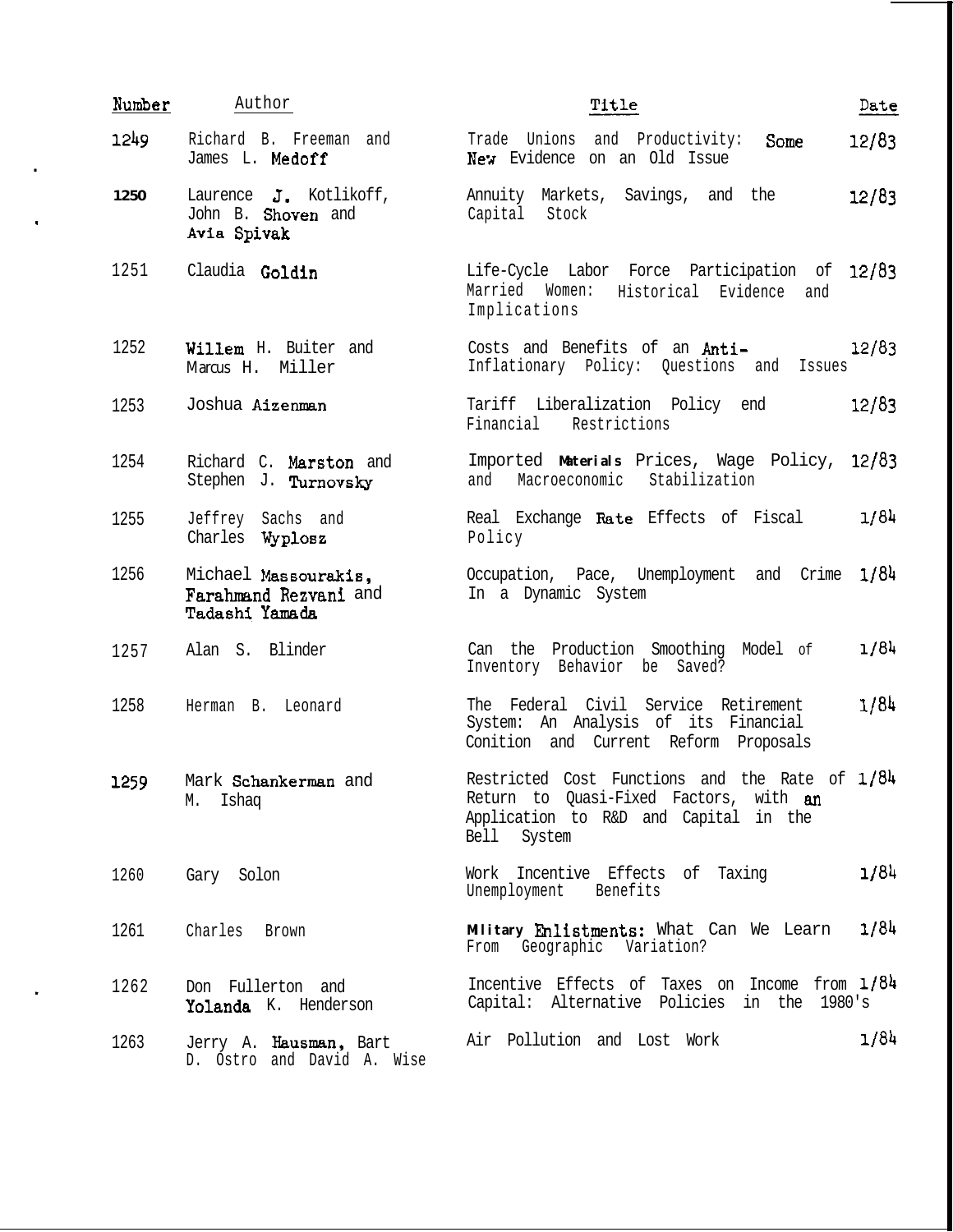| Number | Author | Title | Date |
|---|---|---|---|
| 1249 | Richard B. Freeman and James L. Medoff | Trade Unions and Productivity: Some New Evidence on an Old Issue | 12/83 |
| 1250 | Laurence J. Kotlikoff, John B. Shoven and Avia Spivak | Annuity Markets, Savings, and the Capital Stock | 12/83 |
| 1251 | Claudia Goldin | Life-Cycle Labor Force Participation of Married Women: Historical Evidence and Implications | 12/83 |
| 1252 | Willem H. Buiter and Marcus H. Miller | Costs and Benefits of an Anti-Inflationary Policy: Questions and Issues | 12/83 |
| 1253 | Joshua Aizenman | Tariff Liberalization Policy end Financial Restrictions | 12/83 |
| 1254 | Richard C. Marston and Stephen J. Turnovsky | Imported Materials Prices, Wage Policy, and Macroeconomic Stabilization | 12/83 |
| 1255 | Jeffrey Sachs and Charles Wyplosz | Real Exchange Rate Effects of Fiscal Policy | 1/84 |
| 1256 | Michael Massourakis, Farahmand Rezvani and Tadashi Yamada | Occupation, Pace, Unemployment and Crime In a Dynamic System | 1/84 |
| 1257 | Alan S. Blinder | Can the Production Smoothing Model of Inventory Behavior be Saved? | 1/84 |
| 1258 | Herman B. Leonard | The Federal Civil Service Retirement System: An Analysis of its Financial Conition and Current Reform Proposals | 1/84 |
| 1259 | Mark Schankerman and M. Ishaq | Restricted Cost Functions and the Rate of Return to Quasi-Fixed Factors, with an Application to R&D and Capital in the Bell System | 1/84 |
| 1260 | Gary Solon | Work Incentive Effects of Taxing Unemployment Benefits | 1/84 |
| 1261 | Charles Brown | Military Enlistments: What Can We Learn From Geographic Variation? | 1/84 |
| 1262 | Don Fullerton and Yolanda K. Henderson | Incentive Effects of Taxes on Income from Capital: Alternative Policies in the 1980's | 1/84 |
| 1263 | Jerry A. Hausman, Bart D. Ostro and David A. Wise | Air Pollution and Lost Work | 1/84 |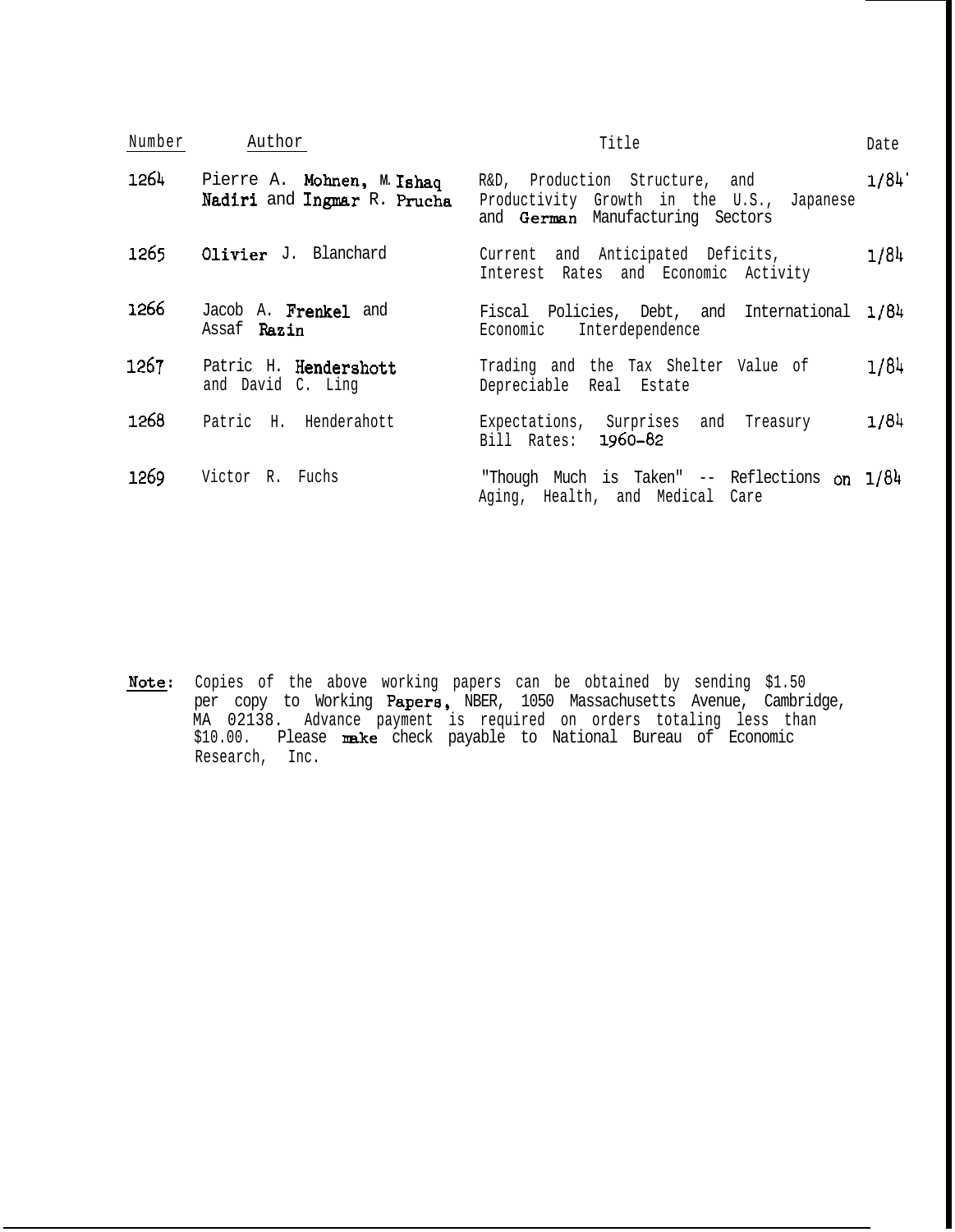| Number | Author | Title | Date |
| --- | --- | --- | --- |
| 1264 | Pierre A. Mohnen, M. Ishaq Nadiri and Ingmar R. Prucha | R&D, Production Structure, and Productivity Growth in the U.S., Japanese and German Manufacturing Sectors | 1/84 |
| 1265 | Olivier J. Blanchard | Current and Anticipated Deficits, Interest Rates and Economic Activity | 1/84 |
| 1266 | Jacob A. Frenkel and Assaf Razin | Fiscal Policies, Debt, and International Economic Interdependence | 1/84 |
| 1267 | Patric H. Hendershott and David C. Ling | Trading and the Tax Shelter Value of Depreciable Real Estate | 1/84 |
| 1268 | Patric H. Henderahott | Expectations, Surprises and Treasury Bill Rates: 1960-82 | 1/84 |
| 1269 | Victor R. Fuchs | "Though Much is Taken" -- Reflections on Aging, Health, and Medical Care | 1/84 |

Note: Copies of the above working papers can be obtained by sending $1.50 per copy to Working Papers, NBER, 1050 Massachusetts Avenue, Cambridge, MA 02138. Advance payment is required on orders totaling less than $10.00. Please make check payable to National Bureau of Economic Research, Inc.